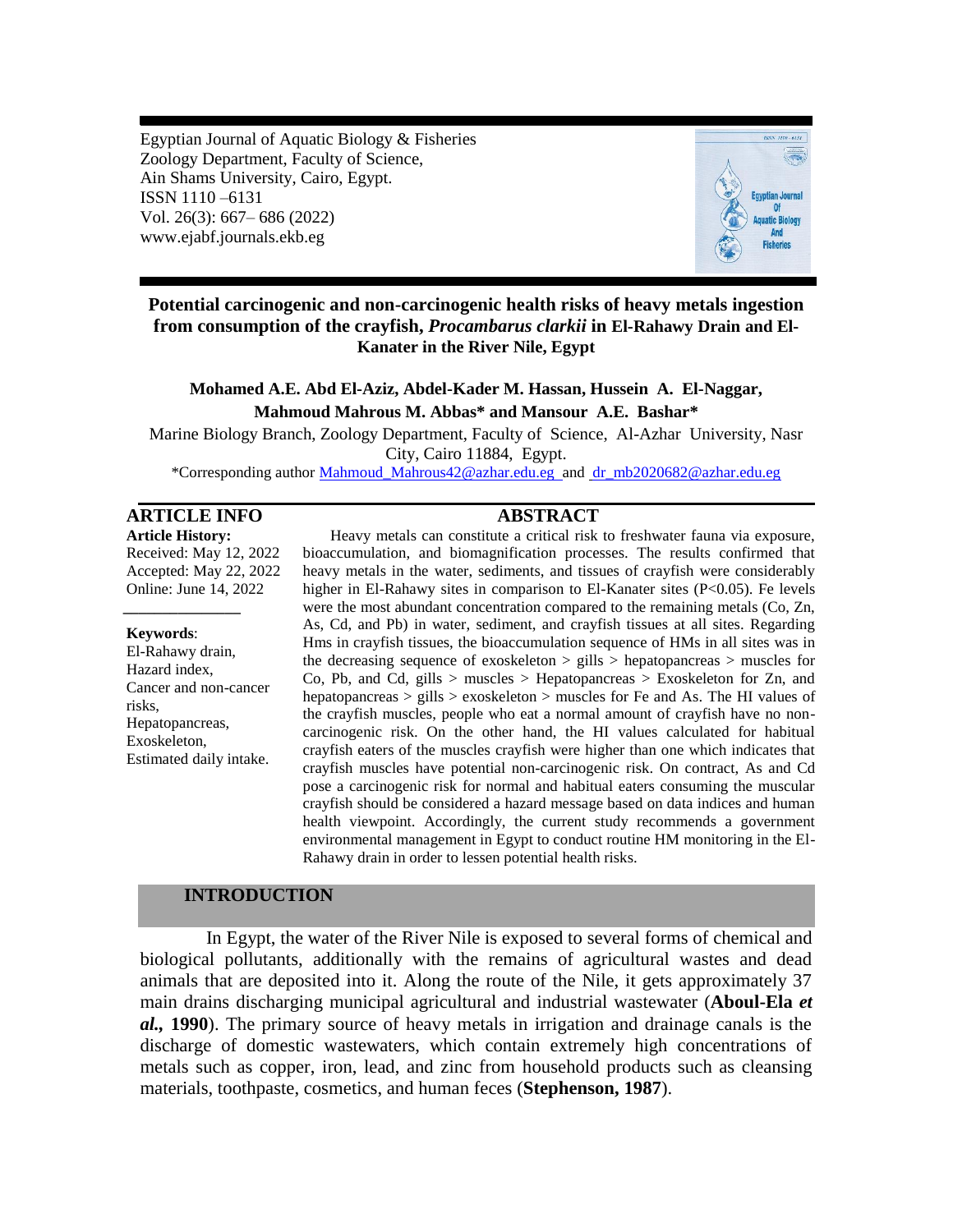Egyptian Journal of Aquatic Biology & Fisheries
Zoology Department, Faculty of Science,
Ain Shams University, Cairo, Egypt.
ISSN 1110 –6131
Vol. 26(3): 667– 686 (2022)
www.ejabf.journals.ekb.eg

# Potential carcinogenic and non-carcinogenic health risks of heavy metals ingestion from consumption of the crayfish, *Procambarus clarkii* in El-Rahawy Drain and El-Kanater in the River Nile, Egypt

**Mohamed A.E. Abd El-Aziz, Abdel-Kader M. Hassan, Hussein A. El-Naggar, Mahmoud Mahrous M. Abbas\* and Mansour A.E. Bashar\***

Marine Biology Branch, Zoology Department, Faculty of Science, Al-Azhar University, Nasr City, Cairo 11884, Egypt.

\*Corresponding author Mahmoud_Mahrous42@azhar.edu.eg and dr_mb2020682@azhar.edu.eg

## ARTICLE INFO

**Article History:**
Received: May 12, 2022
Accepted: May 22, 2022
Online: June 14, 2022

**Keywords**:
El-Rahawy drain,
Hazard index,
Cancer and non-cancer risks,
Hepatopancreas,
Exoskeleton,
Estimated daily intake.

## ABSTRACT

Heavy metals can constitute a critical risk to freshwater fauna via exposure, bioaccumulation, and biomagnification processes. The results confirmed that heavy metals in the water, sediments, and tissues of crayfish were considerably higher in El-Rahawy sites in comparison to El-Kanater sites ($P<0.05$). Fe levels were the most abundant concentration compared to the remaining metals (Co, Zn, As, Cd, and Pb) in water, sediment, and crayfish tissues at all sites. Regarding Hms in crayfish tissues, the bioaccumulation sequence of HMs in all sites was in the decreasing sequence of exoskeleton > gills > hepatopancreas > muscles for Co, Pb, and Cd, gills > muscles > Hepatopancreas > Exoskeleton for Zn, and hepatopancreas > gills > exoskeleton > muscles for Fe and As. The HI values of the crayfish muscles, people who eat a normal amount of crayfish have non-carcinogenic risk. On the other hand, the HI values calculated for habitual crayfish eaters of the muscles crayfish were higher than one which indicates that crayfish muscles have potential non-carcinogenic risk. On contract, As and Cd pose a carcinogenic risk for normal and habitual eaters consuming the muscular crayfish should be considered a hazard message based on data indices and human health viewpoint. Accordingly, the current study recommends a government environmental management in Egypt to conduct routine HM monitoring in the El-Rahawy drain in order to lessen potential health risks.

## INTRODUCTION

In Egypt, the water of the River Nile is exposed to several forms of chemical and biological pollutants, additionally with the remains of agricultural wastes and dead animals that are deposited into it. Along the route of the Nile, it gets approximately 37 main drains discharging municipal agricultural and industrial wastewater (**Aboul-Ela *et al.*, 1990**). The primary source of heavy metals in irrigation and drainage canals is the discharge of domestic wastewaters, which contain extremely high concentrations of metals such as copper, iron, lead, and zinc from household products such as cleansing materials, toothpaste, cosmetics, and human feces (**Stephenson, 1987**).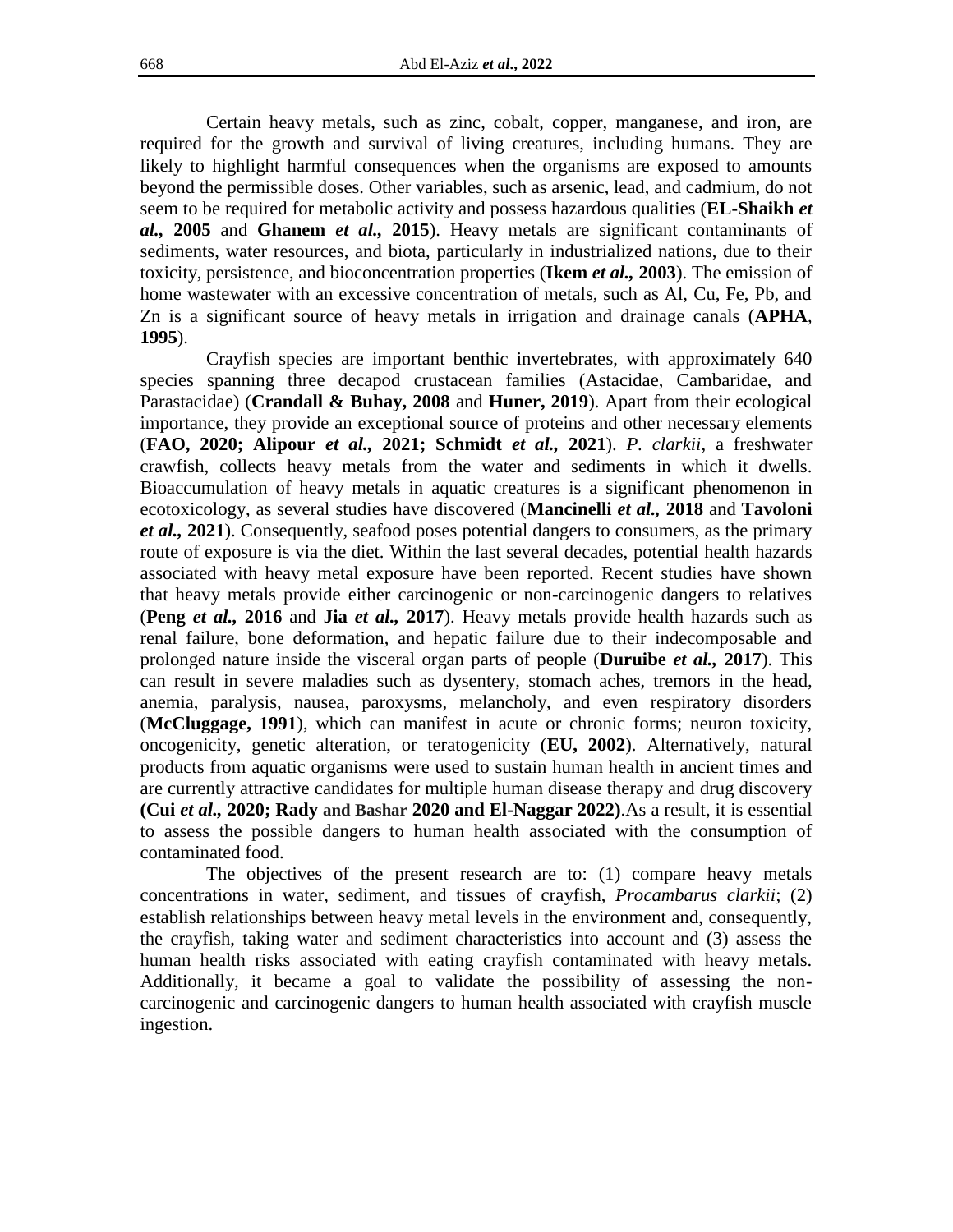Certain heavy metals, such as zinc, cobalt, copper, manganese, and iron, are required for the growth and survival of living creatures, including humans. They are likely to highlight harmful consequences when the organisms are exposed to amounts beyond the permissible doses. Other variables, such as arsenic, lead, and cadmium, do not seem to be required for metabolic activity and possess hazardous qualities (**EL-Shaikh *et al.*, 2005** and **Ghanem *et al.*, 2015**). Heavy metals are significant contaminants of sediments, water resources, and biota, particularly in industrialized nations, due to their toxicity, persistence, and bioconcentration properties (**Ikem *et al.*, 2003**). The emission of home wastewater with an excessive concentration of metals, such as Al, Cu, Fe, Pb, and Zn is a significant source of heavy metals in irrigation and drainage canals (**APHA**, **1995**).

Crayfish species are important benthic invertebrates, with approximately 640 species spanning three decapod crustacean families (Astacidae, Cambaridae, and Parastacidae) (**Crandall & Buhay, 2008** and **Huner, 2019**). Apart from their ecological importance, they provide an exceptional source of proteins and other necessary elements (**FAO, 2020; Alipour *et al.*, 2021; Schmidt *et al.*, 2021**). *P. clarkii*, a freshwater crawfish, collects heavy metals from the water and sediments in which it dwells. Bioaccumulation of heavy metals in aquatic creatures is a significant phenomenon in ecotoxicology, as several studies have discovered (**Mancinelli *et al.*, 2018** and **Tavoloni *et al.*, 2021**). Consequently, seafood poses potential dangers to consumers, as the primary route of exposure is via the diet. Within the last several decades, potential health hazards associated with heavy metal exposure have been reported. Recent studies have shown that heavy metals provide either carcinogenic or non-carcinogenic dangers to relatives (**Peng *et al.*, 2016** and **Jia *et al.*, 2017**). Heavy metals provide health hazards such as renal failure, bone deformation, and hepatic failure due to their indecomposable and prolonged nature inside the visceral organ parts of people (**Duruibe *et al.*, 2017**). This can result in severe maladies such as dysentery, stomach aches, tremors in the head, anemia, paralysis, nausea, paroxysms, melancholy, and even respiratory disorders (**McCluggage, 1991**), which can manifest in acute or chronic forms; neuron toxicity, oncogenicity, genetic alteration, or teratogenicity (**EU, 2002**). Alternatively, natural products from aquatic organisms were used to sustain human health in ancient times and are currently attractive candidates for multiple human disease therapy and drug discovery **(Cui *et al.*, 2020; Rady and Bashar 2020 and El-Naggar 2022)**.As a result, it is essential to assess the possible dangers to human health associated with the consumption of contaminated food.

The objectives of the present research are to: (1) compare heavy metals concentrations in water, sediment, and tissues of crayfish, *Procambarus clarkii*; (2) establish relationships between heavy metal levels in the environment and, consequently, the crayfish, taking water and sediment characteristics into account and (3) assess the human health risks associated with eating crayfish contaminated with heavy metals. Additionally, it became a goal to validate the possibility of assessing the non-carcinogenic and carcinogenic dangers to human health associated with crayfish muscle ingestion.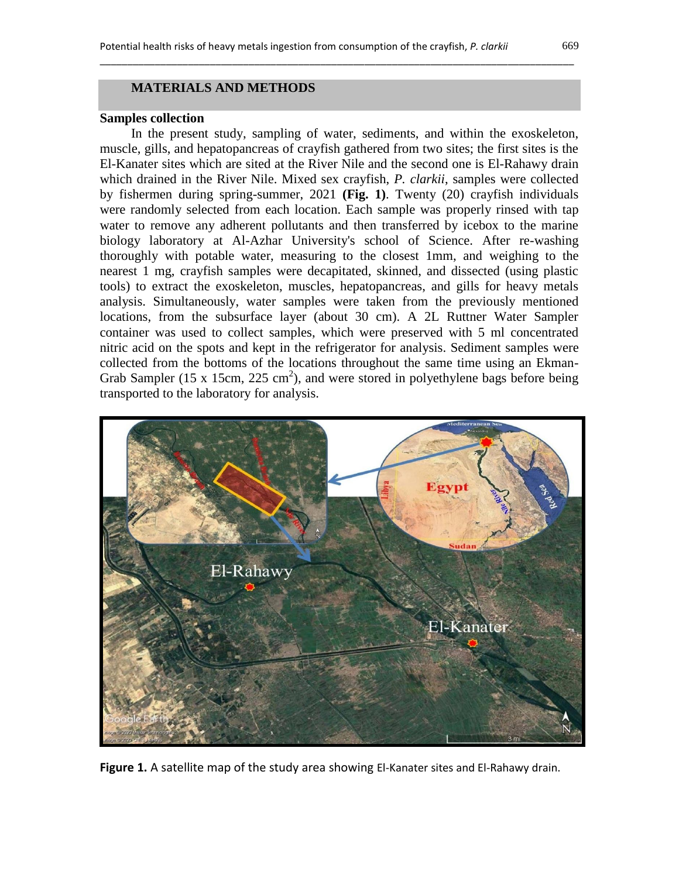## MATERIALS AND METHODS

### Samples collection

In the present study, sampling of water, sediments, and within the exoskeleton, muscle, gills, and hepatopancreas of crayfish gathered from two sites; the first sites is the El-Kanater sites which are sited at the River Nile and the second one is El-Rahawy drain which drained in the River Nile. Mixed sex crayfish, *P. clarkii*, samples were collected by fishermen during spring-summer, 2021 **(Fig. 1)**. Twenty (20) crayfish individuals were randomly selected from each location. Each sample was properly rinsed with tap water to remove any adherent pollutants and then transferred by icebox to the marine biology laboratory at Al-Azhar University's school of Science. After re-washing thoroughly with potable water, measuring to the closest 1mm, and weighing to the nearest 1 mg, crayfish samples were decapitated, skinned, and dissected (using plastic tools) to extract the exoskeleton, muscles, hepatopancreas, and gills for heavy metals analysis. Simultaneously, water samples were taken from the previously mentioned locations, from the subsurface layer (about 30 cm). A 2L Ruttner Water Sampler container was used to collect samples, which were preserved with 5 ml concentrated nitric acid on the spots and kept in the refrigerator for analysis. Sediment samples were collected from the bottoms of the locations throughout the same time using an Ekman-Grab Sampler (15 x 15cm, 225 $cm^2$), and were stored in polyethylene bags before being transported to the laboratory for analysis.

**Figure 1.** A satellite map of the study area showing El-Kanater sites and El-Rahawy drain.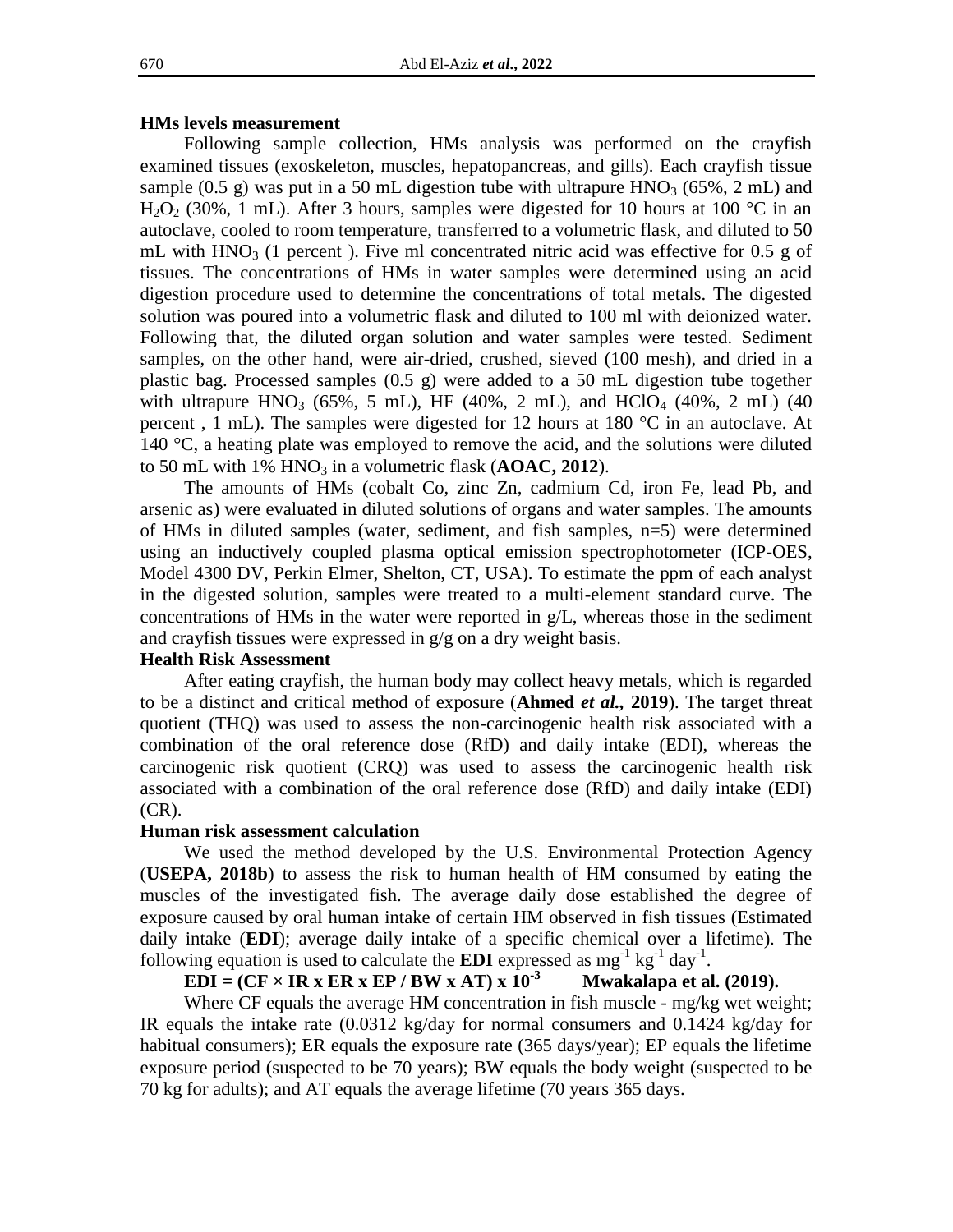### HMs levels measurement

Following sample collection, HMs analysis was performed on the crayfish examined tissues (exoskeleton, muscles, hepatopancreas, and gills). Each crayfish tissue sample (0.5 g) was put in a 50 mL digestion tube with ultrapure $HNO_3$ (65%, 2 mL) and $H_2O_2$ (30%, 1 mL). After 3 hours, samples were digested for 10 hours at 100 °C in an autoclave, cooled to room temperature, transferred to a volumetric flask, and diluted to 50 mL with $HNO_3$ (1 percent ). Five ml concentrated nitric acid was effective for 0.5 g of tissues. The concentrations of HMs in water samples were determined using an acid digestion procedure used to determine the concentrations of total metals. The digested solution was poured into a volumetric flask and diluted to 100 ml with deionized water. Following that, the diluted organ solution and water samples were tested. Sediment samples, on the other hand, were air-dried, crushed, sieved (100 mesh), and dried in a plastic bag. Processed samples (0.5 g) were added to a 50 mL digestion tube together with ultrapure $HNO_3$ (65%, 5 mL), HF (40%, 2 mL), and $HClO_4$ (40%, 2 mL) (40 percent , 1 mL). The samples were digested for 12 hours at 180 °C in an autoclave. At 140 °C, a heating plate was employed to remove the acid, and the solutions were diluted to 50 mL with 1% $HNO_3$ in a volumetric flask (**AOAC, 2012**).

The amounts of HMs (cobalt Co, zinc Zn, cadmium Cd, iron Fe, lead Pb, and arsenic as) were evaluated in diluted solutions of organs and water samples. The amounts of HMs in diluted samples (water, sediment, and fish samples, n=5) were determined using an inductively coupled plasma optical emission spectrophotometer (ICP-OES, Model 4300 DV, Perkin Elmer, Shelton, CT, USA). To estimate the ppm of each analyst in the digested solution, samples were treated to a multi-element standard curve. The concentrations of HMs in the water were reported in g/L, whereas those in the sediment and crayfish tissues were expressed in g/g on a dry weight basis.

### Health Risk Assessment

After eating crayfish, the human body may collect heavy metals, which is regarded to be a distinct and critical method of exposure (**Ahmed *et al.,* 2019**). The target threat quotient (THQ) was used to assess the non-carcinogenic health risk associated with a combination of the oral reference dose (RfD) and daily intake (EDI), whereas the carcinogenic risk quotient (CRQ) was used to assess the carcinogenic health risk associated with a combination of the oral reference dose (RfD) and daily intake (EDI) (CR).

### Human risk assessment calculation

We used the method developed by the U.S. Environmental Protection Agency (**USEPA, 2018b**) to assess the risk to human health of HM consumed by eating the muscles of the investigated fish. The average daily dose established the degree of exposure caused by oral human intake of certain HM observed in fish tissues (Estimated daily intake (**EDI**); average daily intake of a specific chemical over a lifetime). The following equation is used to calculate the **EDI** expressed as $mg^{-1}\ kg^{-1}\ day^{-1}$.

$$\mathbf{EDI = (CF \times IR \times ER \times EP / BW \times AT) \times 10^{-3}}$$ **Mwakalapa et al. (2019).**

Where CF equals the average HM concentration in fish muscle - mg/kg wet weight; IR equals the intake rate (0.0312 kg/day for normal consumers and 0.1424 kg/day for habitual consumers); ER equals the exposure rate (365 days/year); EP equals the lifetime exposure period (suspected to be 70 years); BW equals the body weight (suspected to be 70 kg for adults); and AT equals the average lifetime (70 years 365 days.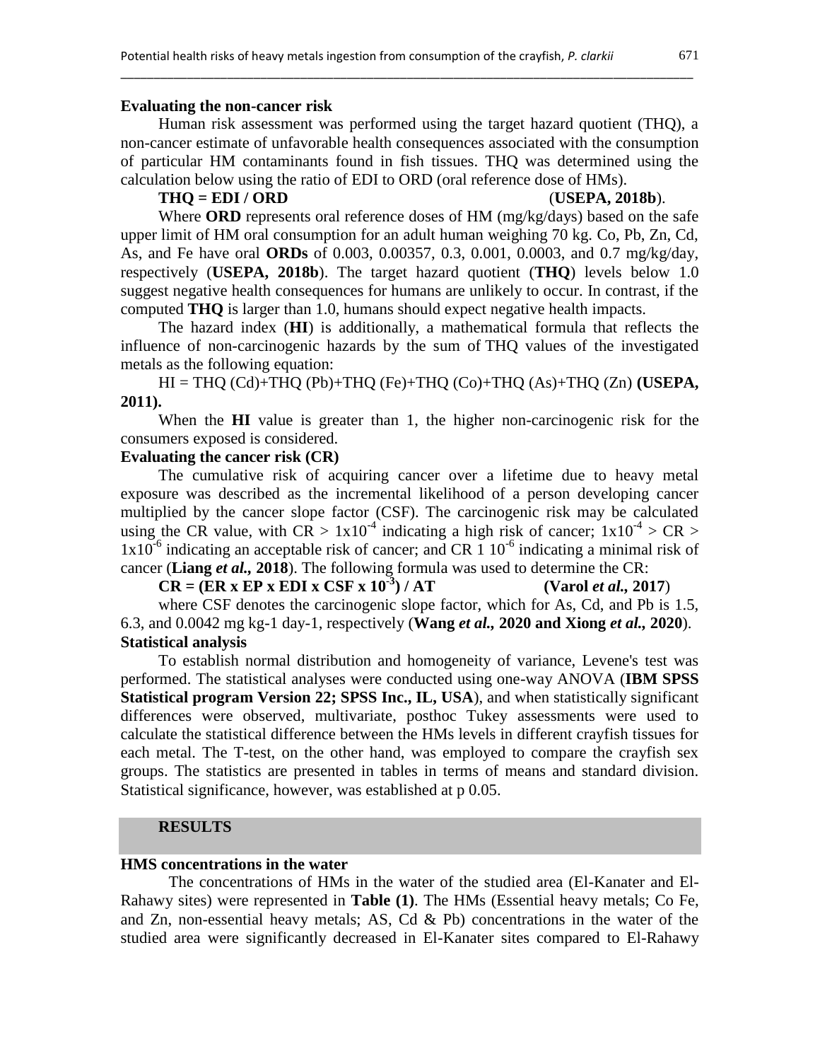### Evaluating the non-cancer risk

Human risk assessment was performed using the target hazard quotient (THQ), a non-cancer estimate of unfavorable health consequences associated with the consumption of particular HM contaminants found in fish tissues. THQ was determined using the calculation below using the ratio of EDI to ORD (oral reference dose of HMs).

$$THQ = EDI / ORD$$ (**USEPA, 2018b**).

Where **ORD** represents oral reference doses of HM (mg/kg/days) based on the safe upper limit of HM oral consumption for an adult human weighing 70 kg. Co, Pb, Zn, Cd, As, and Fe have oral **ORDs** of 0.003, 0.00357, 0.3, 0.001, 0.0003, and 0.7 mg/kg/day, respectively (**USEPA, 2018b**). The target hazard quotient (**THQ**) levels below 1.0 suggest negative health consequences for humans are unlikely to occur. In contrast, if the computed **THQ** is larger than 1.0, humans should expect negative health impacts.

The hazard index (**HI**) is additionally, a mathematical formula that reflects the influence of non-carcinogenic hazards by the sum of THQ values of the investigated metals as the following equation:

$$HI = THQ\ (Cd)+THQ\ (Pb)+THQ\ (Fe)+THQ\ (Co)+THQ\ (As)+THQ\ (Zn)$$ **(USEPA, 2011).**

When the **HI** value is greater than 1, the higher non-carcinogenic risk for the consumers exposed is considered.

### Evaluating the cancer risk (CR)

The cumulative risk of acquiring cancer over a lifetime due to heavy metal exposure was described as the incremental likelihood of a person developing cancer multiplied by the cancer slope factor (CSF). The carcinogenic risk may be calculated using the CR value, with $CR > 1x10^{-4}$ indicating a high risk of cancer; $1x10^{-4} > CR > 1x10^{-6}$ indicating an acceptable risk of cancer; and CR 1 $10^{-6}$ indicating a minimal risk of cancer (**Liang *et al.,* 2018**). The following formula was used to determine the CR:

$$CR = (ER \times EP \times EDI \times CSF \times 10^{-3}) / AT$$ **(Varol *et al.,* 2017)**

where CSF denotes the carcinogenic slope factor, which for As, Cd, and Pb is 1.5, 6.3, and 0.0042 mg kg-1 day-1, respectively (**Wang *et al.,* 2020 and Xiong *et al.,* 2020**).

### Statistical analysis

To establish normal distribution and homogeneity of variance, Levene's test was performed. The statistical analyses were conducted using one-way ANOVA (**IBM SPSS Statistical program Version 22; SPSS Inc., IL, USA**), and when statistically significant differences were observed, multivariate, posthoc Tukey assessments were used to calculate the statistical difference between the HMs levels in different crayfish tissues for each metal. The T-test, on the other hand, was employed to compare the crayfish sex groups. The statistics are presented in tables in terms of means and standard division. Statistical significance, however, was established at p 0.05.

## RESULTS

### HMS concentrations in the water

The concentrations of HMs in the water of the studied area (El-Kanater and El-Rahawy sites) were represented in **Table (1)**. The HMs (Essential heavy metals; Co Fe, and Zn, non-essential heavy metals; AS, Cd & Pb) concentrations in the water of the studied area were significantly decreased in El-Kanater sites compared to El-Rahawy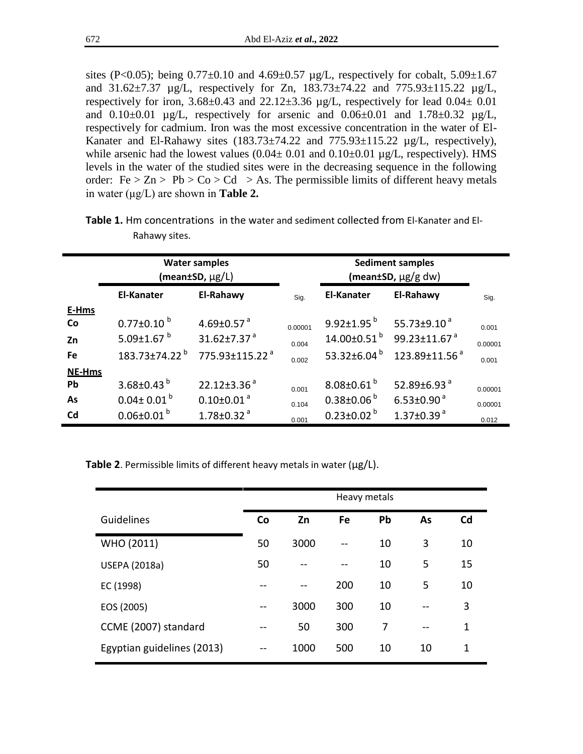sites (P<0.05); being 0.77±0.10 and 4.69±0.57 µg/L, respectively for cobalt, 5.09±1.67 and 31.62±7.37 µg/L, respectively for Zn, 183.73±74.22 and 775.93±115.22 µg/L, respectively for iron, 3.68±0.43 and 22.12±3.36 µg/L, respectively for lead 0.04± 0.01 and 0.10±0.01 µg/L, respectively for arsenic and 0.06±0.01 and 1.78±0.32 µg/L, respectively for cadmium. Iron was the most excessive concentration in the water of El-Kanater and El-Rahawy sites (183.73±74.22 and 775.93±115.22 µg/L, respectively), while arsenic had the lowest values (0.04± 0.01 and 0.10±0.01 µg/L, respectively). HMS levels in the water of the studied sites were in the decreasing sequence in the following order: Fe > Zn > Pb > Co > Cd > As. The permissible limits of different heavy metals in water (µg/L) are shown in **Table 2.**

**Table 1.** Hm concentrations in the water and sediment collected from El-Kanater and El-Rahawy sites.

| | Water samples (mean±SD, µg/L) | | | Sediment samples (mean±SD, µg/g dw) | | |
|---|---|---|---|---|---|---|
| | **El-Kanater** | **El-Rahawy** | Sig. | **El-Kanater** | **El-Rahawy** | Sig. |
| **E-Hms** | | | | | | |
| **Co** | 0.77±0.10 [b] | 4.69±0.57 [a] | 0.00001 | 9.92±1.95 [b] | 55.73±9.10 [a] | 0.001 |
| **Zn** | 5.09±1.67 [b] | 31.62±7.37 [a] | 0.004 | 14.00±0.51 [b] | 99.23±11.67 [a] | 0.00001 |
| **Fe** | 183.73±74.22 [b] | 775.93±115.22 [a] | 0.002 | 53.32±6.04 [b] | 123.89±11.56 [a] | 0.001 |
| **NE-Hms** | | | | | | |
| **Pb** | 3.68±0.43 [b] | 22.12±3.36 [a] | 0.001 | 8.08±0.61 [b] | 52.89±6.93 [a] | 0.00001 |
| **As** | 0.04± 0.01 [b] | 0.10±0.01 [a] | 0.104 | 0.38±0.06 [b] | 6.53±0.90 [a] | 0.00001 |
| **Cd** | 0.06±0.01 [b] | 1.78±0.32 [a] | 0.001 | 0.23±0.02 [b] | 1.37±0.39 [a] | 0.012 |

**Table 2**. Permissible limits of different heavy metals in water (µg/L).

| | Heavy metals | | | | | |
|---|---|---|---|---|---|---|
| Guidelines | **Co** | **Zn** | **Fe** | **Pb** | **As** | **Cd** |
| WHO (2011) | 50 | 3000 | -- | 10 | 3 | 10 |
| USEPA (2018a) | 50 | -- | -- | 10 | 5 | 15 |
| EC (1998) | -- | -- | 200 | 10 | 5 | 10 |
| EOS (2005) | -- | 3000 | 300 | 10 | -- | 3 |
| CCME (2007) standard | -- | 50 | 300 | 7 | -- | 1 |
| Egyptian guidelines (2013) | -- | 1000 | 500 | 10 | 10 | 1 |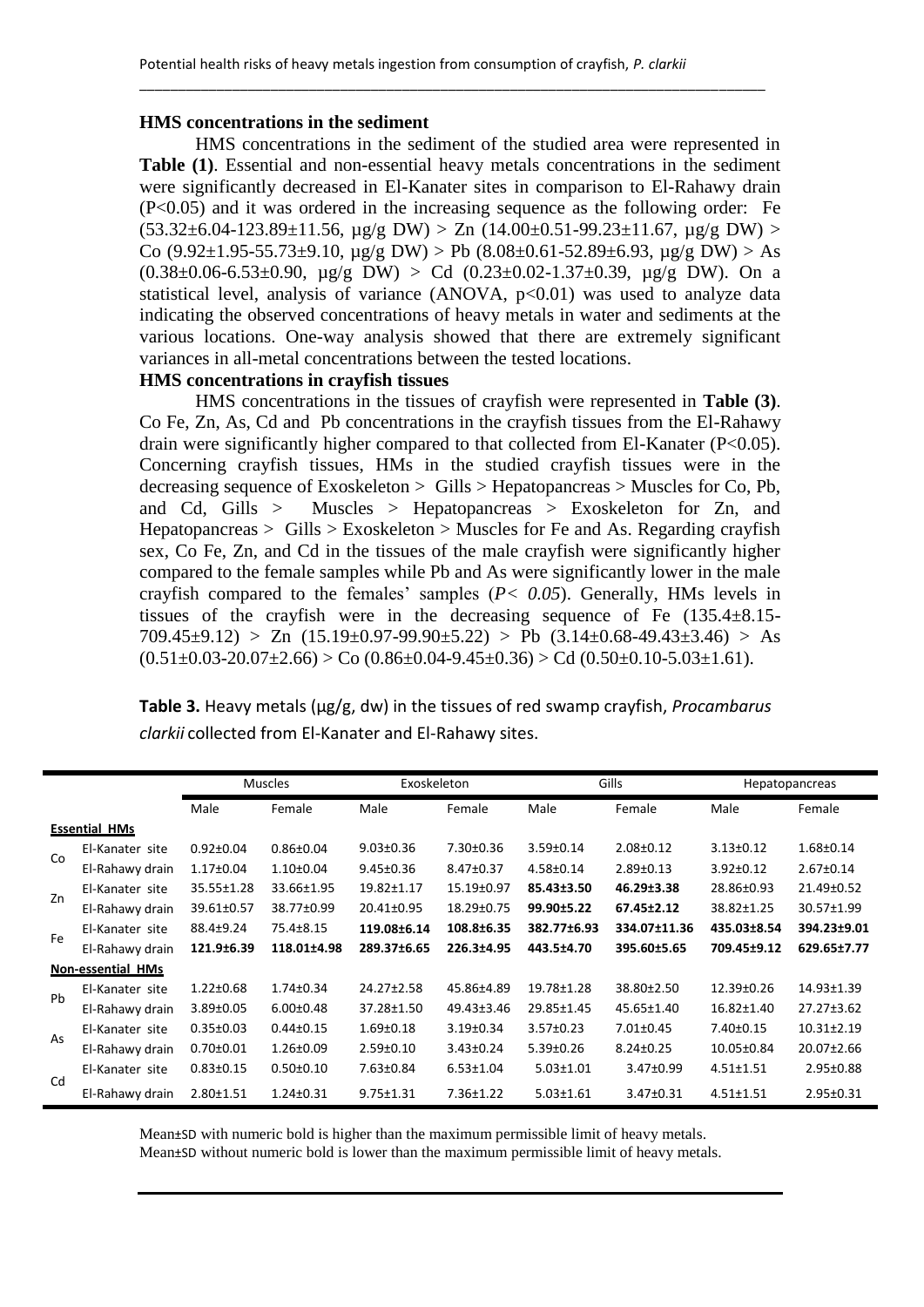**HMS concentrations in the sediment**

HMS concentrations in the sediment of the studied area were represented in **Table (1)**. Essential and non-essential heavy metals concentrations in the sediment were significantly decreased in El-Kanater sites in comparison to El-Rahawy drain ($P<0.05$) and it was ordered in the increasing sequence as the following order: Fe (53.32±6.04-123.89±11.56, µg/g DW) > Zn (14.00±0.51-99.23±11.67, µg/g DW) > Co (9.92±1.95-55.73±9.10, µg/g DW) > Pb (8.08±0.61-52.89±6.93, µg/g DW) > As (0.38±0.06-6.53±0.90, µg/g DW) > Cd (0.23±0.02-1.37±0.39, µg/g DW). On a statistical level, analysis of variance (ANOVA, $p<0.01$) was used to analyze data indicating the observed concentrations of heavy metals in water and sediments at the various locations. One-way analysis showed that there are extremely significant variances in all-metal concentrations between the tested locations.

**HMS concentrations in crayfish tissues**

HMS concentrations in the tissues of crayfish were represented in **Table (3)**. Co Fe, Zn, As, Cd and Pb concentrations in the crayfish tissues from the El-Rahawy drain were significantly higher compared to that collected from El-Kanater ($P<0.05$). Concerning crayfish tissues, HMs in the studied crayfish tissues were in the decreasing sequence of Exoskeleton > Gills > Hepatopancreas > Muscles for Co, Pb, and Cd, Gills > Muscles > Hepatopancreas > Exoskeleton for Zn, and Hepatopancreas > Gills > Exoskeleton > Muscles for Fe and As. Regarding crayfish sex, Co Fe, Zn, and Cd in the tissues of the male crayfish were significantly higher compared to the female samples while Pb and As were significantly lower in the male crayfish compared to the females' samples ($P< 0.05$). Generally, HMs levels in tissues of the crayfish were in the decreasing sequence of Fe (135.4±8.15-709.45±9.12) > Zn (15.19±0.97-99.90±5.22) > Pb (3.14±0.68-49.43±3.46) > As (0.51±0.03-20.07±2.66) > Co (0.86±0.04-9.45±0.36) > Cd (0.50±0.10-5.03±1.61).

**Table 3.** Heavy metals (µg/g, dw) in the tissues of red swamp crayfish, *Procambarus clarkii* collected from El-Kanater and El-Rahawy sites.

| | | Muscles | | Exoskeleton | | Gills | | Hepatopancreas | |
|---|---|---|---|---|---|---|---|---|---|
| | | Male | Female | Male | Female | Male | Female | Male | Female |
| **Essential HMs** | | | | | | | | | |
| Co | El-Kanater site | 0.92±0.04 | 0.86±0.04 | 9.03±0.36 | 7.30±0.36 | 3.59±0.14 | 2.08±0.12 | 3.13±0.12 | 1.68±0.14 |
| | El-Rahawy drain | 1.17±0.04 | 1.10±0.04 | 9.45±0.36 | 8.47±0.37 | 4.58±0.14 | 2.89±0.13 | 3.92±0.12 | 2.67±0.14 |
| Zn | El-Kanater site | 35.55±1.28 | 33.66±1.95 | 19.82±1.17 | 15.19±0.97 | **85.43±3.50** | **46.29±3.38** | 28.86±0.93 | 21.49±0.52 |
| | El-Rahawy drain | 39.61±0.57 | 38.77±0.99 | 20.41±0.95 | 18.29±0.75 | **99.90±5.22** | **67.45±2.12** | 38.82±1.25 | 30.57±1.99 |
| Fe | El-Kanater site | 88.4±9.24 | 75.4±8.15 | **119.08±6.14** | **108.8±6.35** | **382.77±6.93** | **334.07±11.36** | **435.03±8.54** | **394.23±9.01** |
| | El-Rahawy drain | **121.9±6.39** | **118.01±4.98** | **289.37±6.65** | **226.3±4.95** | **443.5±4.70** | **395.60±5.65** | **709.45±9.12** | **629.65±7.77** |
| **Non-essential HMs** | | | | | | | | | |
| Pb | El-Kanater site | 1.22±0.68 | 1.74±0.34 | 24.27±2.58 | 45.86±4.89 | 19.78±1.28 | 38.80±2.50 | 12.39±0.26 | 14.93±1.39 |
| | El-Rahawy drain | 3.89±0.05 | 6.00±0.48 | 37.28±1.50 | 49.43±3.46 | 29.85±1.45 | 45.65±1.40 | 16.82±1.40 | 27.27±3.62 |
| As | El-Kanater site | 0.35±0.03 | 0.44±0.15 | 1.69±0.18 | 3.19±0.34 | 3.57±0.23 | 7.01±0.45 | 7.40±0.15 | 10.31±2.19 |
| | El-Rahawy drain | 0.70±0.01 | 1.26±0.09 | 2.59±0.10 | 3.43±0.24 | 5.39±0.26 | 8.24±0.25 | 10.05±0.84 | 20.07±2.66 |
| Cd | El-Kanater site | 0.83±0.15 | 0.50±0.10 | 7.63±0.84 | 6.53±1.04 | 5.03±1.01 | 3.47±0.99 | 4.51±1.51 | 2.95±0.88 |
| | El-Rahawy drain | 2.80±1.51 | 1.24±0.31 | 9.75±1.31 | 7.36±1.22 | 5.03±1.61 | 3.47±0.31 | 4.51±1.51 | 2.95±0.31 |

Mean±SD with numeric bold is higher than the maximum permissible limit of heavy metals.
Mean±SD without numeric bold is lower than the maximum permissible limit of heavy metals.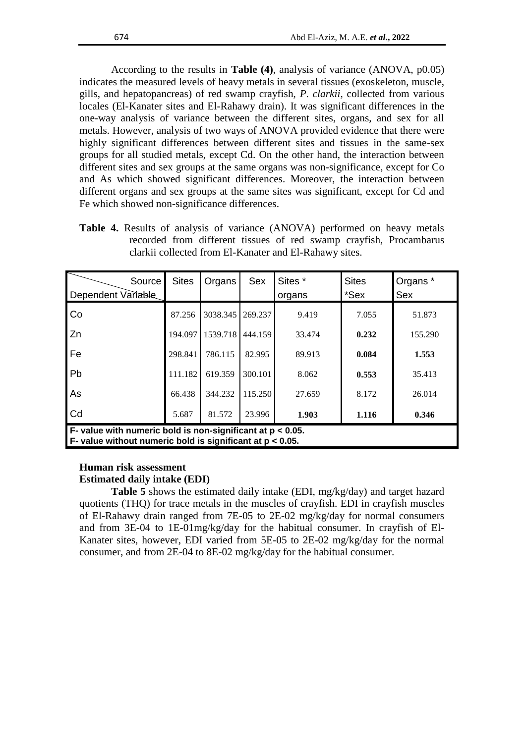According to the results in **Table (4)**, analysis of variance (ANOVA, p0.05) indicates the measured levels of heavy metals in several tissues (exoskeleton, muscle, gills, and hepatopancreas) of red swamp crayfish, *P. clarkii*, collected from various locales (El-Kanater sites and El-Rahawy drain). It was significant differences in the one-way analysis of variance between the different sites, organs, and sex for all metals. However, analysis of two ways of ANOVA provided evidence that there were highly significant differences between different sites and tissues in the same-sex groups for all studied metals, except Cd. On the other hand, the interaction between different sites and sex groups at the same organs was non-significance, except for Co and As which showed significant differences. Moreover, the interaction between different organs and sex groups at the same sites was significant, except for Cd and Fe which showed non-significance differences.

**Table 4.** Results of analysis of variance (ANOVA) performed on heavy metals recorded from different tissues of red swamp crayfish, Procambarus clarkii collected from El-Kanater and El-Rahawy sites.

| Source / Dependent Variable | Sites | Organs | Sex | Sites * organs | Sites *Sex | Organs * Sex |
|---|---|---|---|---|---|---|
| Co | 87.256 | 3038.345 | 269.237 | 9.419 | 7.055 | 51.873 |
| Zn | 194.097 | 1539.718 | 444.159 | 33.474 | **0.232** | 155.290 |
| Fe | 298.841 | 786.115 | 82.995 | 89.913 | **0.084** | **1.553** |
| Pb | 111.182 | 619.359 | 300.101 | 8.062 | **0.553** | 35.413 |
| As | 66.438 | 344.232 | 115.250 | 27.659 | 8.172 | 26.014 |
| Cd | 5.687 | 81.572 | 23.996 | **1.903** | **1.116** | **0.346** |

**F- value with numeric bold is non-significant at $p < 0.05$.**
**F- value without numeric bold is significant at $p < 0.05$.**

**Human risk assessment**

**Estimated daily intake (EDI)**

**Table 5** shows the estimated daily intake (EDI, mg/kg/day) and target hazard quotients (THQ) for trace metals in the muscles of crayfish. EDI in crayfish muscles of El-Rahawy drain ranged from 7E-05 to 2E-02 mg/kg/day for normal consumers and from 3E-04 to 1E-01mg/kg/day for the habitual consumer. In crayfish of El-Kanater sites, however, EDI varied from 5E-05 to 2E-02 mg/kg/day for the normal consumer, and from 2E-04 to 8E-02 mg/kg/day for the habitual consumer.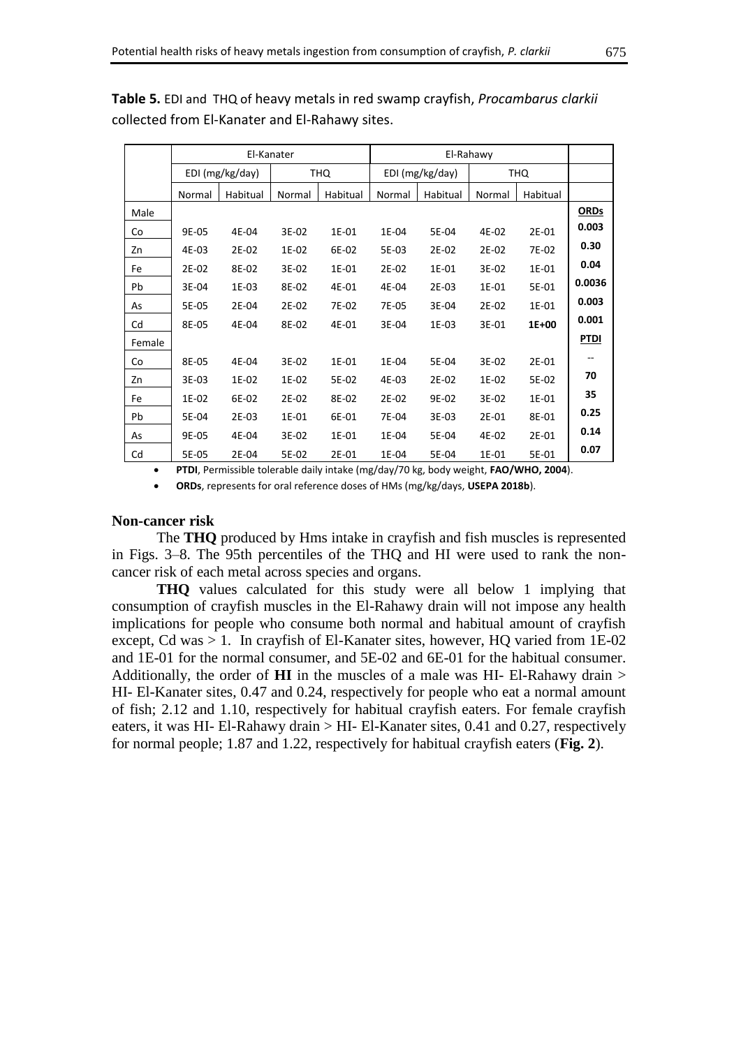**Table 5.** EDI and THQ of heavy metals in red swamp crayfish, *Procambarus clarkii* collected from El-Kanater and El-Rahawy sites.

| | El-Kanater | | | | El-Rahawy | | | | |
|---|---|---|---|---|---|---|---|---|---|
| | EDI (mg/kg/day) | | THQ | | EDI (mg/kg/day) | | THQ | | |
| | Normal | Habitual | Normal | Habitual | Normal | Habitual | Normal | Habitual | |
| Male | | | | | | | | | **ORDs** |
| Co | 9E-05 | 4E-04 | 3E-02 | 1E-01 | 1E-04 | 5E-04 | 4E-02 | 2E-01 | **0.003** |
| Zn | 4E-03 | 2E-02 | 1E-02 | 6E-02 | 5E-03 | 2E-02 | 2E-02 | 7E-02 | **0.30** |
| Fe | 2E-02 | 8E-02 | 3E-02 | 1E-01 | 2E-02 | 1E-01 | 3E-02 | 1E-01 | **0.04** |
| Pb | 3E-04 | 1E-03 | 8E-02 | 4E-01 | 4E-04 | 2E-03 | 1E-01 | 5E-01 | **0.0036** |
| As | 5E-05 | 2E-04 | 2E-02 | 7E-02 | 7E-05 | 3E-04 | 2E-02 | 1E-01 | **0.003** |
| Cd | 8E-05 | 4E-04 | 8E-02 | 4E-01 | 3E-04 | 1E-03 | 3E-01 | **1E+00** | **0.001** |
| Female | | | | | | | | | **PTDI** |
| Co | 8E-05 | 4E-04 | 3E-02 | 1E-01 | 1E-04 | 5E-04 | 3E-02 | 2E-01 | -- |
| Zn | 3E-03 | 1E-02 | 1E-02 | 5E-02 | 4E-03 | 2E-02 | 1E-02 | 5E-02 | **70** |
| Fe | 1E-02 | 6E-02 | 2E-02 | 8E-02 | 2E-02 | 9E-02 | 3E-02 | 1E-01 | **35** |
| Pb | 5E-04 | 2E-03 | 1E-01 | 6E-01 | 7E-04 | 3E-03 | 2E-01 | 8E-01 | **0.25** |
| As | 9E-05 | 4E-04 | 3E-02 | 1E-01 | 1E-04 | 5E-04 | 4E-02 | 2E-01 | **0.14** |
| Cd | 5E-05 | 2E-04 | 5E-02 | 2E-01 | 1E-04 | 5E-04 | 1E-01 | 5E-01 | **0.07** |

- **PTDI**, Permissible tolerable daily intake (mg/day/70 kg, body weight, **FAO/WHO, 2004**).
- **ORDs**, represents for oral reference doses of HMs (mg/kg/days, **USEPA 2018b**).

### Non-cancer risk

The **THQ** produced by Hms intake in crayfish and fish muscles is represented in Figs. 3–8. The 95th percentiles of the THQ and HI were used to rank the non-cancer risk of each metal across species and organs.

**THQ** values calculated for this study were all below 1 implying that consumption of crayfish muscles in the El-Rahawy drain will not impose any health implications for people who consume both normal and habitual amount of crayfish except, Cd was > 1. In crayfish of El-Kanater sites, however, HQ varied from 1E-02 and 1E-01 for the normal consumer, and 5E-02 and 6E-01 for the habitual consumer. Additionally, the order of **HI** in the muscles of a male was HI- El-Rahawy drain > HI- El-Kanater sites, 0.47 and 0.24, respectively for people who eat a normal amount of fish; 2.12 and 1.10, respectively for habitual crayfish eaters. For female crayfish eaters, it was HI- El-Rahawy drain > HI- El-Kanater sites, 0.41 and 0.27, respectively for normal people; 1.87 and 1.22, respectively for habitual crayfish eaters (**Fig. 2**).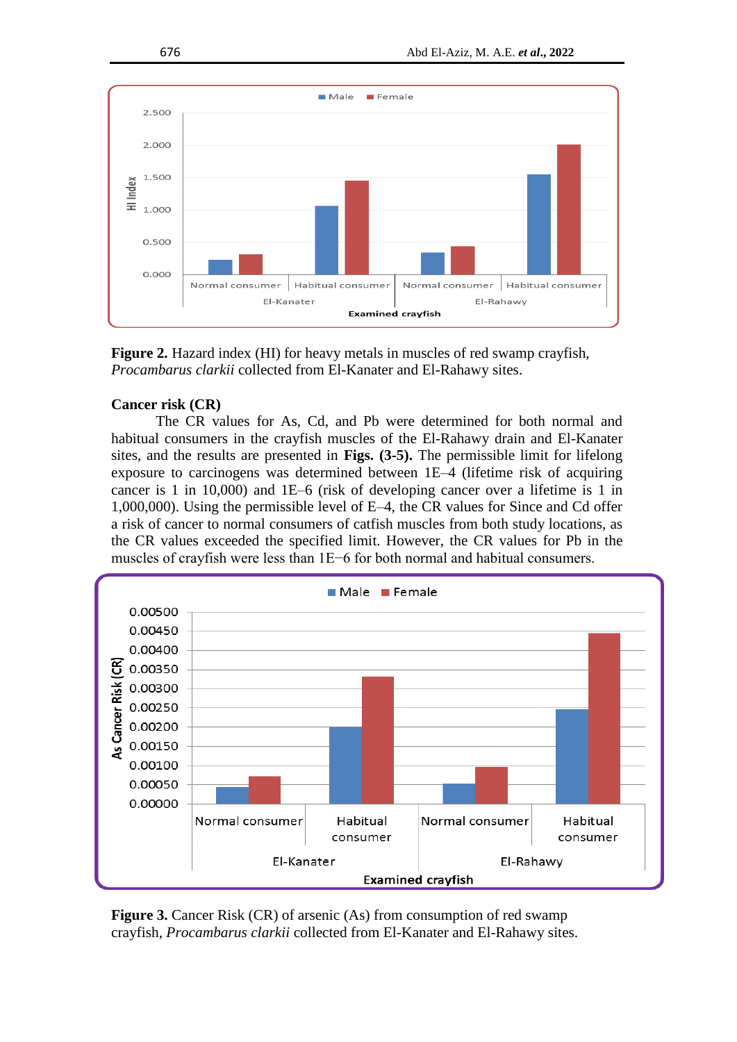**Figure 2.** Hazard index (HI) for heavy metals in muscles of red swamp crayfish, *Procambarus clarkii* collected from El-Kanater and El-Rahawy sites.

### Cancer risk (CR)

The CR values for As, Cd, and Pb were determined for both normal and habitual consumers in the crayfish muscles of the El-Rahawy drain and El-Kanater sites, and the results are presented in **Figs. (3-5).** The permissible limit for lifelong exposure to carcinogens was determined between 1E–4 (lifetime risk of acquiring cancer is 1 in 10,000) and 1E–6 (risk of developing cancer over a lifetime is 1 in 1,000,000). Using the permissible level of E–4, the CR values for Since and Cd offer a risk of cancer to normal consumers of catfish muscles from both study locations, as the CR values exceeded the specified limit. However, the CR values for Pb in the muscles of crayfish were less than 1E−6 for both normal and habitual consumers.

**Figure 3.** Cancer Risk (CR) of arsenic (As) from consumption of red swamp crayfish, *Procambarus clarkii* collected from El-Kanater and El-Rahawy sites.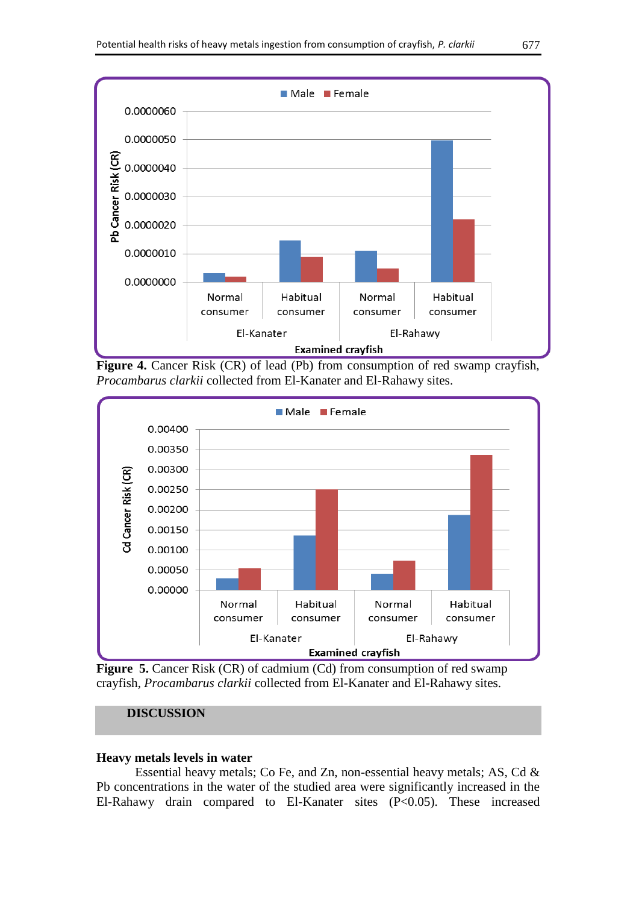**Figure 4.** Cancer Risk (CR) of lead (Pb) from consumption of red swamp crayfish, *Procambarus clarkii* collected from El-Kanater and El-Rahawy sites.

**Figure 5.** Cancer Risk (CR) of cadmium (Cd) from consumption of red swamp crayfish, *Procambarus clarkii* collected from El-Kanater and El-Rahawy sites.

## DISCUSSION

### Heavy metals levels in water

Essential heavy metals; Co Fe, and Zn, non-essential heavy metals; AS, Cd & Pb concentrations in the water of the studied area were significantly increased in the El-Rahawy drain compared to El-Kanater sites ($P<0.05$). These increased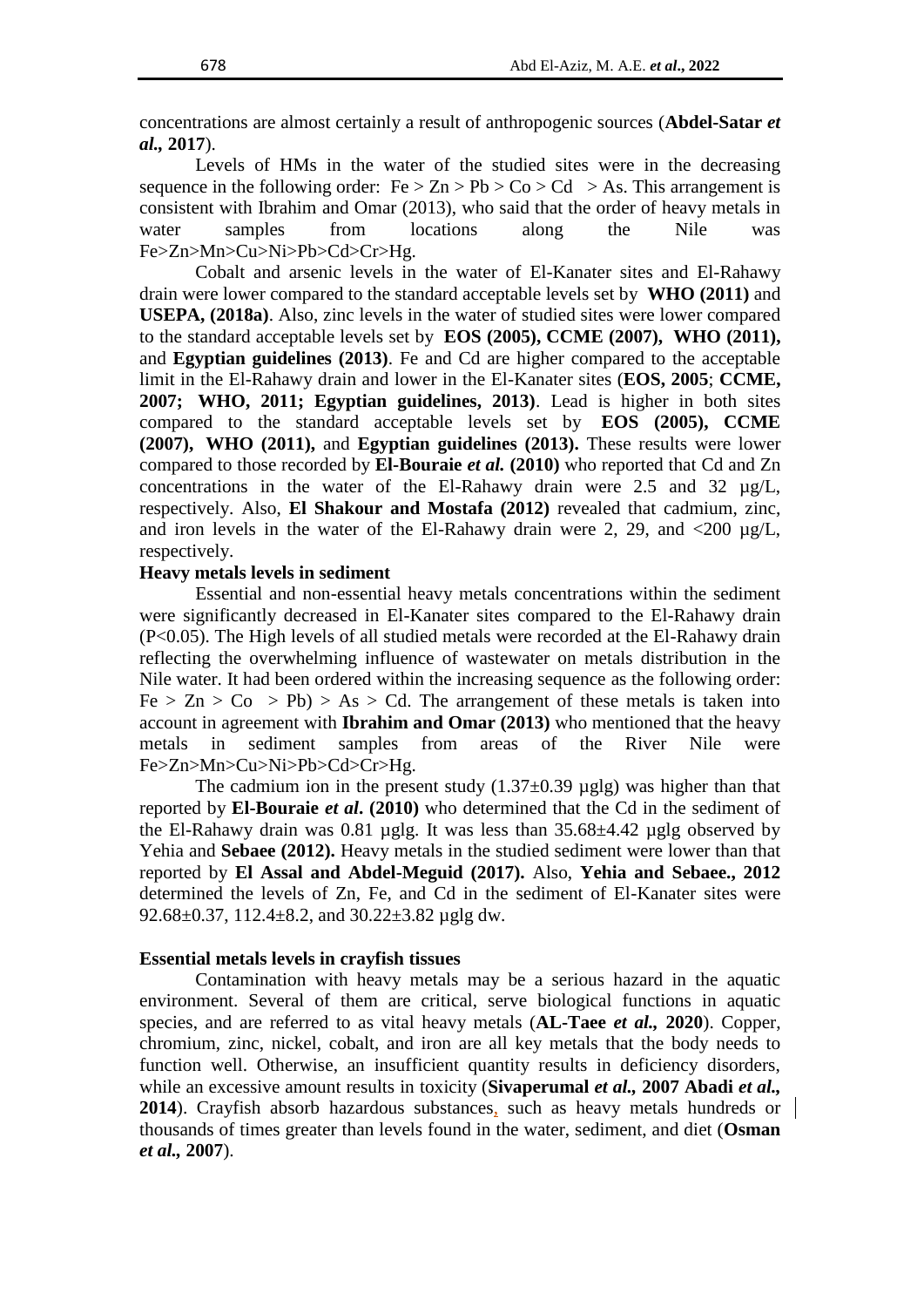concentrations are almost certainly a result of anthropogenic sources (**Abdel-Satar *et al.*, 2017**).

Levels of HMs in the water of the studied sites were in the decreasing sequence in the following order: Fe > Zn > Pb > Co > Cd > As. This arrangement is consistent with Ibrahim and Omar (2013), who said that the order of heavy metals in water samples from locations along the Nile was Fe>Zn>Mn>Cu>Ni>Pb>Cd>Cr>Hg.

Cobalt and arsenic levels in the water of El-Kanater sites and El-Rahawy drain were lower compared to the standard acceptable levels set by **WHO (2011)** and **USEPA, (2018a)**. Also, zinc levels in the water of studied sites were lower compared to the standard acceptable levels set by **EOS (2005), CCME (2007), WHO (2011),** and **Egyptian guidelines (2013)**. Fe and Cd are higher compared to the acceptable limit in the El-Rahawy drain and lower in the El-Kanater sites (**EOS, 2005**; **CCME, 2007; WHO, 2011; Egyptian guidelines, 2013)**. Lead is higher in both sites compared to the standard acceptable levels set by **EOS (2005), CCME (2007), WHO (2011),** and **Egyptian guidelines (2013).** These results were lower compared to those recorded by **El-Bouraie *et al.* (2010)** who reported that Cd and Zn concentrations in the water of the El-Rahawy drain were 2.5 and 32 µg/L, respectively. Also, **El Shakour and Mostafa (2012)** revealed that cadmium, zinc, and iron levels in the water of the El-Rahawy drain were 2, 29, and <200 µg/L, respectively.

**Heavy metals levels in sediment**

Essential and non-essential heavy metals concentrations within the sediment were significantly decreased in El-Kanater sites compared to the El-Rahawy drain ($P<0.05$). The High levels of all studied metals were recorded at the El-Rahawy drain reflecting the overwhelming influence of wastewater on metals distribution in the Nile water. It had been ordered within the increasing sequence as the following order: Fe > Zn > Co > Pb) > As > Cd. The arrangement of these metals is taken into account in agreement with **Ibrahim and Omar (2013)** who mentioned that the heavy metals in sediment samples from areas of the River Nile were Fe>Zn>Mn>Cu>Ni>Pb>Cd>Cr>Hg.

The cadmium ion in the present study (1.37±0.39 µglg) was higher than that reported by **El-Bouraie *et al*. (2010)** who determined that the Cd in the sediment of the El-Rahawy drain was 0.81 µglg. It was less than 35.68±4.42 µglg observed by Yehia and **Sebaee (2012).** Heavy metals in the studied sediment were lower than that reported by **El Assal and Abdel-Meguid (2017).** Also, **Yehia and Sebaee., 2012** determined the levels of Zn, Fe, and Cd in the sediment of El-Kanater sites were 92.68±0.37, 112.4±8.2, and 30.22±3.82 µglg dw.

**Essential metals levels in crayfish tissues**

Contamination with heavy metals may be a serious hazard in the aquatic environment. Several of them are critical, serve biological functions in aquatic species, and are referred to as vital heavy metals (**AL-Taee *et al.*, 2020**). Copper, chromium, zinc, nickel, cobalt, and iron are all key metals that the body needs to function well. Otherwise, an insufficient quantity results in deficiency disorders, while an excessive amount results in toxicity (**Sivaperumal *et al.*, 2007 Abadi *et al.*, 2014**). Crayfish absorb hazardous substances, such as heavy metals hundreds or thousands of times greater than levels found in the water, sediment, and diet (**Osman *et al.*, 2007**).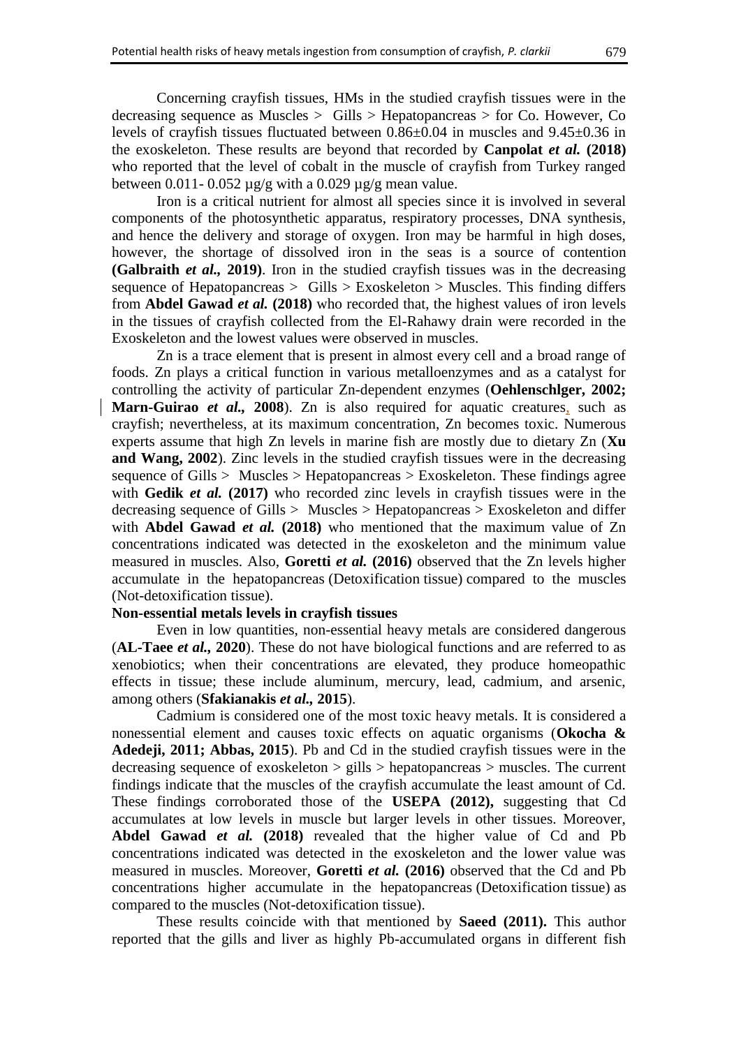Concerning crayfish tissues, HMs in the studied crayfish tissues were in the decreasing sequence as Muscles > Gills > Hepatopancreas > for Co. However, Co levels of crayfish tissues fluctuated between 0.86±0.04 in muscles and 9.45±0.36 in the exoskeleton. These results are beyond that recorded by **Canpolat *et al.* (2018)** who reported that the level of cobalt in the muscle of crayfish from Turkey ranged between 0.011- 0.052 µg/g with a 0.029 µg/g mean value.

Iron is a critical nutrient for almost all species since it is involved in several components of the photosynthetic apparatus, respiratory processes, DNA synthesis, and hence the delivery and storage of oxygen. Iron may be harmful in high doses, however, the shortage of dissolved iron in the seas is a source of contention **(Galbraith *et al.,* 2019)**. Iron in the studied crayfish tissues was in the decreasing sequence of Hepatopancreas > Gills > Exoskeleton > Muscles. This finding differs from **Abdel Gawad *et al.* (2018)** who recorded that, the highest values of iron levels in the tissues of crayfish collected from the El-Rahawy drain were recorded in the Exoskeleton and the lowest values were observed in muscles.

Zn is a trace element that is present in almost every cell and a broad range of foods. Zn plays a critical function in various metalloenzymes and as a catalyst for controlling the activity of particular Zn-dependent enzymes (**Oehlenschlger, 2002; Marn-Guirao *et al.,* 2008**). Zn is also required for aquatic creatures, such as crayfish; nevertheless, at its maximum concentration, Zn becomes toxic. Numerous experts assume that high Zn levels in marine fish are mostly due to dietary Zn (**Xu and Wang, 2002**). Zinc levels in the studied crayfish tissues were in the decreasing sequence of Gills > Muscles > Hepatopancreas > Exoskeleton. These findings agree with **Gedik *et al.* (2017)** who recorded zinc levels in crayfish tissues were in the decreasing sequence of Gills > Muscles > Hepatopancreas > Exoskeleton and differ with **Abdel Gawad *et al.* (2018)** who mentioned that the maximum value of Zn concentrations indicated was detected in the exoskeleton and the minimum value measured in muscles. Also, **Goretti *et al.* (2016)** observed that the Zn levels higher accumulate in the hepatopancreas (Detoxification tissue) compared to the muscles (Not-detoxification tissue).

**Non-essential metals levels in crayfish tissues**

Even in low quantities, non-essential heavy metals are considered dangerous (**AL-Taee *et al.,* 2020**). These do not have biological functions and are referred to as xenobiotics; when their concentrations are elevated, they produce homeopathic effects in tissue; these include aluminum, mercury, lead, cadmium, and arsenic, among others (**Sfakianakis *et al.,* 2015**).

Cadmium is considered one of the most toxic heavy metals. It is considered a nonessential element and causes toxic effects on aquatic organisms (**Okocha & Adedeji, 2011; Abbas, 2015**). Pb and Cd in the studied crayfish tissues were in the decreasing sequence of exoskeleton > gills > hepatopancreas > muscles. The current findings indicate that the muscles of the crayfish accumulate the least amount of Cd. These findings corroborated those of the **USEPA (2012),** suggesting that Cd accumulates at low levels in muscle but larger levels in other tissues. Moreover, **Abdel Gawad *et al.* (2018)** revealed that the higher value of Cd and Pb concentrations indicated was detected in the exoskeleton and the lower value was measured in muscles. Moreover, **Goretti *et al.* (2016)** observed that the Cd and Pb concentrations higher accumulate in the hepatopancreas (Detoxification tissue) as compared to the muscles (Not-detoxification tissue).

These results coincide with that mentioned by **Saeed (2011).** This author reported that the gills and liver as highly Pb-accumulated organs in different fish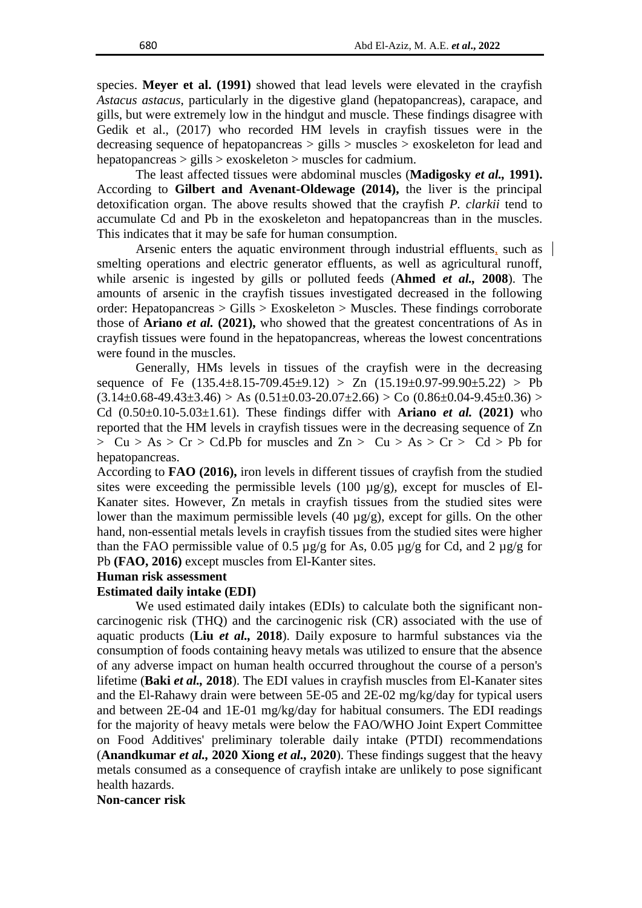species. **Meyer et al. (1991)** showed that lead levels were elevated in the crayfish *Astacus astacus*, particularly in the digestive gland (hepatopancreas), carapace, and gills, but were extremely low in the hindgut and muscle. These findings disagree with Gedik et al., (2017) who recorded HM levels in crayfish tissues were in the decreasing sequence of hepatopancreas > gills > muscles > exoskeleton for lead and hepatopancreas > gills > exoskeleton > muscles for cadmium.

The least affected tissues were abdominal muscles (**Madigosky *et al.,* 1991).** According to **Gilbert and Avenant-Oldewage (2014),** the liver is the principal detoxification organ. The above results showed that the crayfish *P. clarkii* tend to accumulate Cd and Pb in the exoskeleton and hepatopancreas than in the muscles. This indicates that it may be safe for human consumption.

Arsenic enters the aquatic environment through industrial effluents, such as smelting operations and electric generator effluents, as well as agricultural runoff, while arsenic is ingested by gills or polluted feeds (**Ahmed *et al.,* 2008**). The amounts of arsenic in the crayfish tissues investigated decreased in the following order: Hepatopancreas > Gills > Exoskeleton > Muscles. These findings corroborate those of **Ariano *et al.* (2021),** who showed that the greatest concentrations of As in crayfish tissues were found in the hepatopancreas, whereas the lowest concentrations were found in the muscles.

Generally, HMs levels in tissues of the crayfish were in the decreasing sequence of Fe (135.4±8.15-709.45±9.12) > Zn (15.19±0.97-99.90±5.22) > Pb (3.14±0.68-49.43±3.46) > As (0.51±0.03-20.07±2.66) > Co (0.86±0.04-9.45±0.36) > Cd (0.50±0.10-5.03±1.61). These findings differ with **Ariano *et al.* (2021)** who reported that the HM levels in crayfish tissues were in the decreasing sequence of Zn > Cu > As > Cr > Cd.Pb for muscles and Zn > Cu > As > Cr > Cd > Pb for hepatopancreas.

According to **FAO (2016),** iron levels in different tissues of crayfish from the studied sites were exceeding the permissible levels (100 µg/g), except for muscles of El-Kanater sites. However, Zn metals in crayfish tissues from the studied sites were lower than the maximum permissible levels (40 µg/g), except for gills. On the other hand, non-essential metals levels in crayfish tissues from the studied sites were higher than the FAO permissible value of 0.5 µg/g for As, 0.05 µg/g for Cd, and 2 µg/g for Pb **(FAO, 2016)** except muscles from El-Kanter sites.

## Human risk assessment

### Estimated daily intake (EDI)

We used estimated daily intakes (EDIs) to calculate both the significant non-carcinogenic risk (THQ) and the carcinogenic risk (CR) associated with the use of aquatic products (**Liu *et al.,* 2018**). Daily exposure to harmful substances via the consumption of foods containing heavy metals was utilized to ensure that the absence of any adverse impact on human health occurred throughout the course of a person's lifetime (**Baki *et al.,* 2018**). The EDI values in crayfish muscles from El-Kanater sites and the El-Rahawy drain were between 5E-05 and 2E-02 mg/kg/day for typical users and between 2E-04 and 1E-01 mg/kg/day for habitual consumers. The EDI readings for the majority of heavy metals were below the FAO/WHO Joint Expert Committee on Food Additives' preliminary tolerable daily intake (PTDI) recommendations (**Anandkumar *et al.,* 2020 Xiong *et al.,* 2020**). These findings suggest that the heavy metals consumed as a consequence of crayfish intake are unlikely to pose significant health hazards.

### Non-cancer risk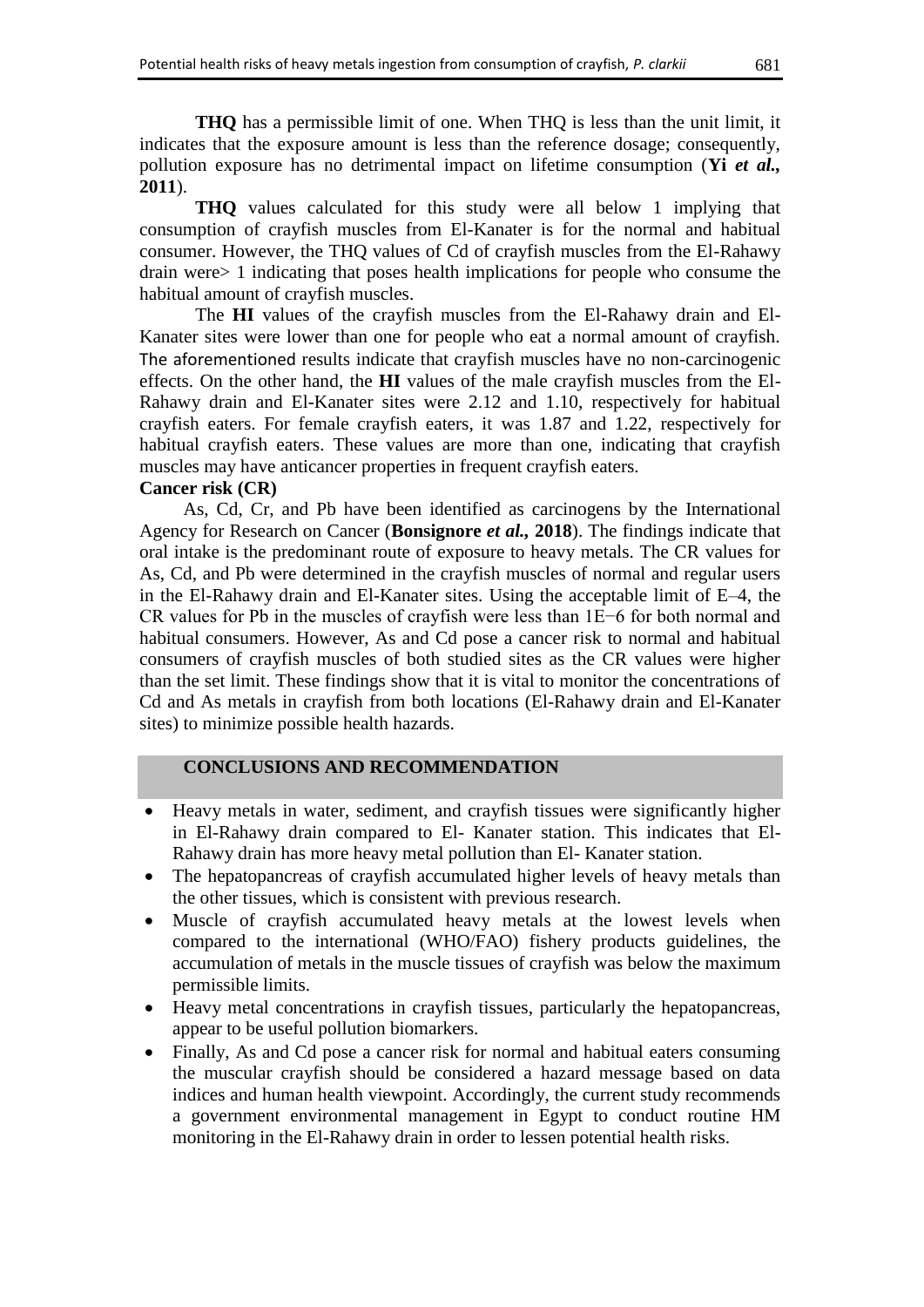**THQ** has a permissible limit of one. When THQ is less than the unit limit, it indicates that the exposure amount is less than the reference dosage; consequently, pollution exposure has no detrimental impact on lifetime consumption (**Yi *et al.,* 2011**).

**THQ** values calculated for this study were all below 1 implying that consumption of crayfish muscles from El-Kanater is for the normal and habitual consumer. However, the THQ values of Cd of crayfish muscles from the El-Rahawy drain were> 1 indicating that poses health implications for people who consume the habitual amount of crayfish muscles.

The **HI** values of the crayfish muscles from the El-Rahawy drain and El-Kanater sites were lower than one for people who eat a normal amount of crayfish. The aforementioned results indicate that crayfish muscles have no non-carcinogenic effects. On the other hand, the **HI** values of the male crayfish muscles from the El-Rahawy drain and El-Kanater sites were 2.12 and 1.10, respectively for habitual crayfish eaters. For female crayfish eaters, it was 1.87 and 1.22, respectively for habitual crayfish eaters. These values are more than one, indicating that crayfish muscles may have anticancer properties in frequent crayfish eaters.

**Cancer risk (CR)**

As, Cd, Cr, and Pb have been identified as carcinogens by the International Agency for Research on Cancer (**Bonsignore *et al.,* 2018**). The findings indicate that oral intake is the predominant route of exposure to heavy metals. The CR values for As, Cd, and Pb were determined in the crayfish muscles of normal and regular users in the El-Rahawy drain and El-Kanater sites. Using the acceptable limit of E–4, the CR values for Pb in the muscles of crayfish were less than 1E−6 for both normal and habitual consumers. However, As and Cd pose a cancer risk to normal and habitual consumers of crayfish muscles of both studied sites as the CR values were higher than the set limit. These findings show that it is vital to monitor the concentrations of Cd and As metals in crayfish from both locations (El-Rahawy drain and El-Kanater sites) to minimize possible health hazards.

## CONCLUSIONS AND RECOMMENDATION

- Heavy metals in water, sediment, and crayfish tissues were significantly higher in El-Rahawy drain compared to El- Kanater station. This indicates that El-Rahawy drain has more heavy metal pollution than El- Kanater station.
- The hepatopancreas of crayfish accumulated higher levels of heavy metals than the other tissues, which is consistent with previous research.
- Muscle of crayfish accumulated heavy metals at the lowest levels when compared to the international (WHO/FAO) fishery products guidelines, the accumulation of metals in the muscle tissues of crayfish was below the maximum permissible limits.
- Heavy metal concentrations in crayfish tissues, particularly the hepatopancreas, appear to be useful pollution biomarkers.
- Finally, As and Cd pose a cancer risk for normal and habitual eaters consuming the muscular crayfish should be considered a hazard message based on data indices and human health viewpoint. Accordingly, the current study recommends a government environmental management in Egypt to conduct routine HM monitoring in the El-Rahawy drain in order to lessen potential health risks.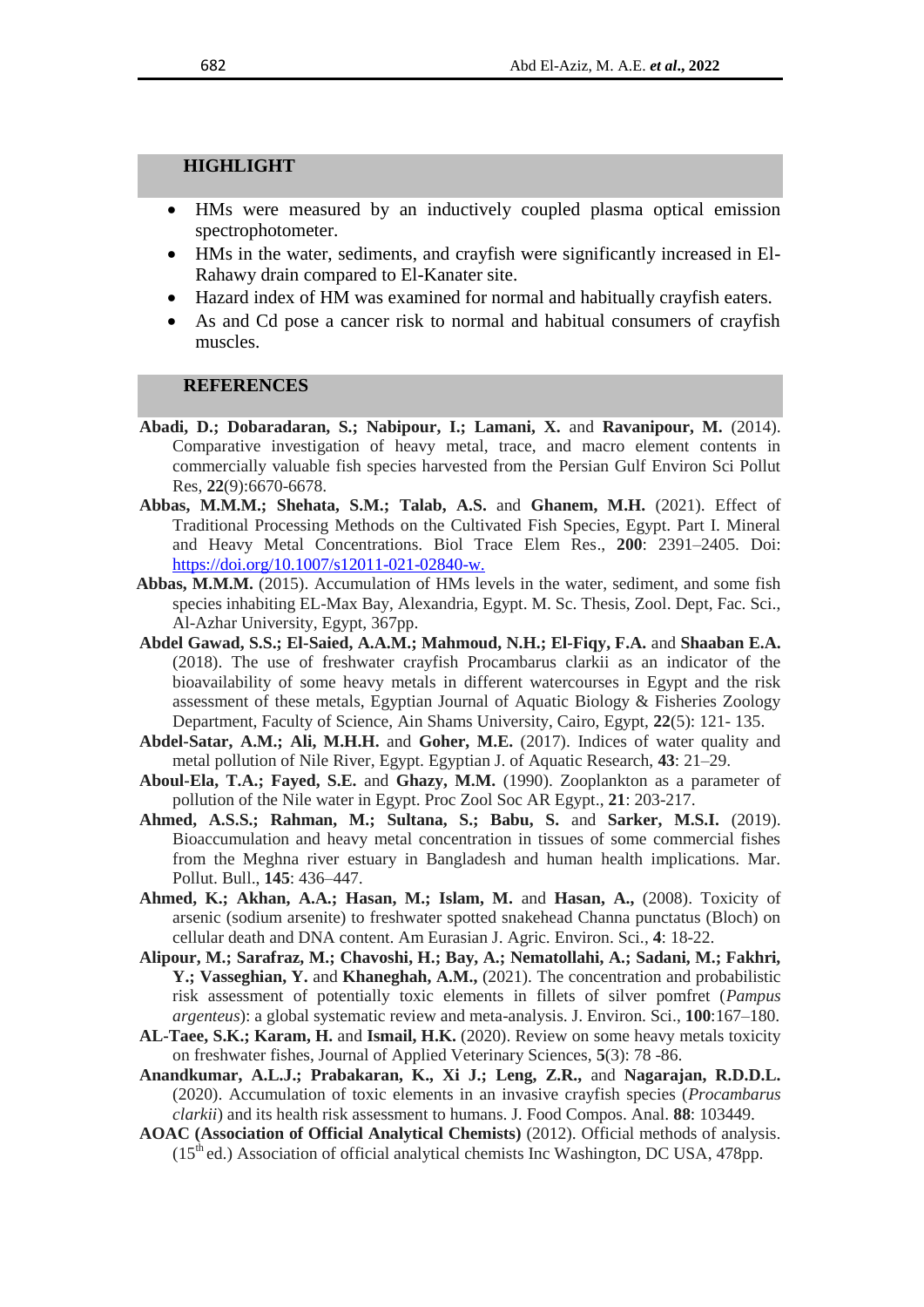## HIGHLIGHT

- HMs were measured by an inductively coupled plasma optical emission spectrophotometer.
- HMs in the water, sediments, and crayfish were significantly increased in El-Rahawy drain compared to El-Kanater site.
- Hazard index of HM was examined for normal and habitually crayfish eaters.
- As and Cd pose a cancer risk to normal and habitual consumers of crayfish muscles.

## REFERENCES

**Abadi, D.; Dobaradaran, S.; Nabipour, I.; Lamani, X.** and **Ravanipour, M.** (2014). Comparative investigation of heavy metal, trace, and macro element contents in commercially valuable fish species harvested from the Persian Gulf Environ Sci Pollut Res, **22**(9):6670-6678.

**Abbas, M.M.M.; Shehata, S.M.; Talab, A.S.** and **Ghanem, M.H.** (2021). Effect of Traditional Processing Methods on the Cultivated Fish Species, Egypt. Part I. Mineral and Heavy Metal Concentrations. Biol Trace Elem Res., **200**: 2391–2405. Doi: https://doi.org/10.1007/s12011-021-02840-w.

**Abbas, M.M.M.** (2015). Accumulation of HMs levels in the water, sediment, and some fish species inhabiting EL-Max Bay, Alexandria, Egypt. M. Sc. Thesis, Zool. Dept, Fac. Sci., Al-Azhar University, Egypt, 367pp.

**Abdel Gawad, S.S.; El-Saied, A.A.M.; Mahmoud, N.H.; El-Fiqy, F.A.** and **Shaaban E.A.** (2018). The use of freshwater crayfish Procambarus clarkii as an indicator of the bioavailability of some heavy metals in different watercourses in Egypt and the risk assessment of these metals, Egyptian Journal of Aquatic Biology & Fisheries Zoology Department, Faculty of Science, Ain Shams University, Cairo, Egypt, **22**(5): 121- 135.

**Abdel-Satar, A.M.; Ali, M.H.H.** and **Goher, M.E.** (2017). Indices of water quality and metal pollution of Nile River, Egypt. Egyptian J. of Aquatic Research, **43**: 21–29.

**Aboul-Ela, T.A.; Fayed, S.E.** and **Ghazy, M.M.** (1990). Zooplankton as a parameter of pollution of the Nile water in Egypt. Proc Zool Soc AR Egypt., **21**: 203-217.

**Ahmed, A.S.S.; Rahman, M.; Sultana, S.; Babu, S.** and **Sarker, M.S.I.** (2019). Bioaccumulation and heavy metal concentration in tissues of some commercial fishes from the Meghna river estuary in Bangladesh and human health implications. Mar. Pollut. Bull., **145**: 436–447.

**Ahmed, K.; Akhan, A.A.; Hasan, M.; Islam, M.** and **Hasan, A.,** (2008). Toxicity of arsenic (sodium arsenite) to freshwater spotted snakehead Channa punctaus (Bloch) on cellular death and DNA content. Am Eurasian J. Agric. Environ. Sci., **4**: 18-22.

**Alipour, M.; Sarafraz, M.; Chavoshi, H.; Bay, A.; Nematollahi, A.; Sadani, M.; Fakhri, Y.; Vasseghian, Y.** and **Khaneghah, A.M.,** (2021). The concentration and probabilistic risk assessment of potentially toxic elements in fillets of silver pomfret (*Pampus argenteus*): a global systematic review and meta-analysis. J. Environ. Sci., **100**:167–180.

**AL-Taee, S.K.; Karam, H.** and **Ismail, H.K.** (2020). Review on some heavy metals toxicity on freshwater fishes, Journal of Applied Veterinary Sciences, **5**(3): 78 -86.

**Anandkumar, A.L.J.; Prabakaran, K., Xi J.; Leng, Z.R.,** and **Nagarajan, R.D.D.L.** (2020). Accumulation of toxic elements in an invasive crayfish species (*Procambarus clarkii*) and its health risk assessment to humans. J. Food Compos. Anal. **88**: 103449.

**AOAC (Association of Official Analytical Chemists)** (2012). Official methods of analysis. (15th ed.) Association of official analytical chemists Inc Washington, DC USA, 478pp.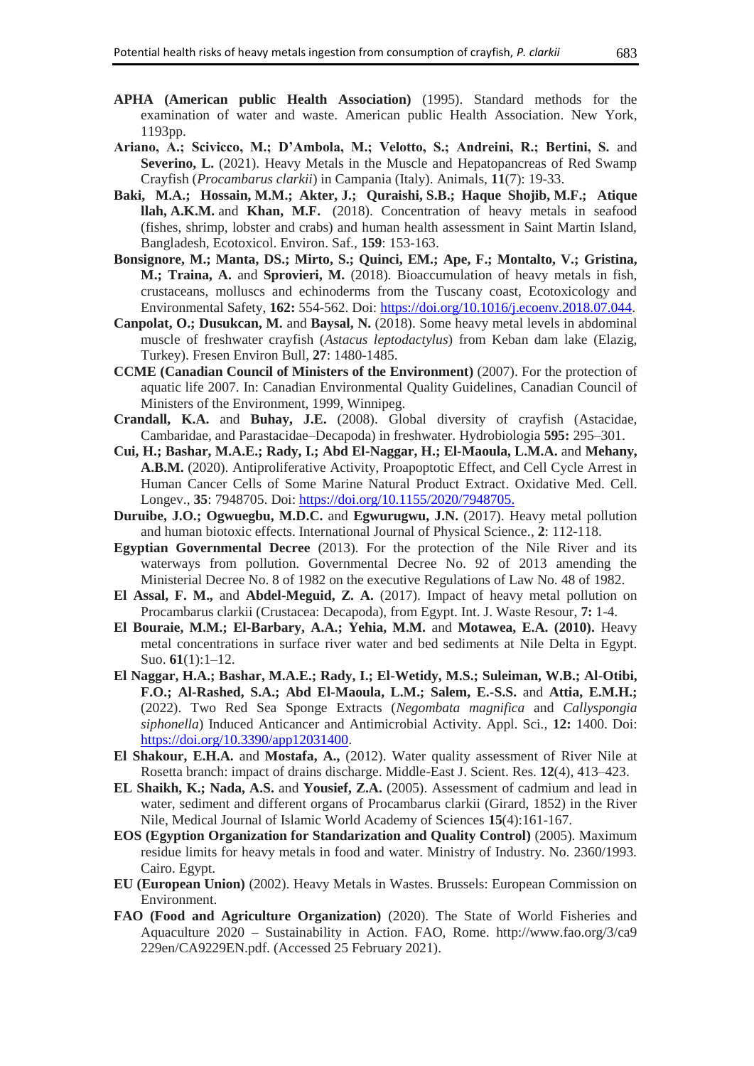**APHA (American public Health Association)** (1995). Standard methods for the examination of water and waste. American public Health Association. New York, 1193pp.

**Ariano, A.; Scivicco, M.; D'Ambola, M.; Velotto, S.; Andreini, R.; Bertini, S.** and **Severino, L.** (2021). Heavy Metals in the Muscle and Hepatopancreas of Red Swamp Crayfish (*Procambarus clarkii*) in Campania (Italy). Animals, **11**(7): 19-33.

**Baki, M.A.; Hossain, M.M.; Akter, J.; Quraishi, S.B.; Haque Shojib, M.F.; Atique llah, A.K.M.** and **Khan, M.F.** (2018). Concentration of heavy metals in seafood (fishes, shrimp, lobster and crabs) and human health assessment in Saint Martin Island, Bangladesh, Ecotoxicol. Environ. Saf., **159**: 153-163.

**Bonsignore, M.; Manta, DS.; Mirto, S.; Quinci, EM.; Ape, F.; Montalto, V.; Gristina, M.; Traina, A.** and **Sprovieri, M.** (2018). Bioaccumulation of heavy metals in fish, crustaceans, molluscs and echinoderms from the Tuscany coast, Ecotoxicology and Environmental Safety, **162:** 554-562. Doi: https://doi.org/10.1016/j.ecoenv.2018.07.044.

**Canpolat, O.; Dusukcan, M.** and **Baysal, N.** (2018). Some heavy metal levels in abdominal muscle of freshwater crayfish (*Astacus leptodactylus*) from Keban dam lake (Elazig, Turkey). Fresen Environ Bull, **27**: 1480-1485.

**CCME (Canadian Council of Ministers of the Environment)** (2007). For the protection of aquatic life 2007. In: Canadian Environmental Quality Guidelines, Canadian Council of Ministers of the Environment, 1999, Winnipeg.

**Crandall, K.A.** and **Buhay, J.E.** (2008). Global diversity of crayfish (Astacidae, Cambaridae, and Parastacidae–Decapoda) in freshwater. Hydrobiologia **595:** 295–301.

**Cui, H.; Bashar, M.A.E.; Rady, I.; Abd El-Naggar, H.; El-Maoula, L.M.A.** and **Mehany, A.B.M.** (2020). Antiproliferative Activity, Proapoptotic Effect, and Cell Cycle Arrest in Human Cancer Cells of Some Marine Natural Product Extract. Oxidative Med. Cell. Longev., **35**: 7948705. Doi: https://doi.org/10.1155/2020/7948705.

**Duruibe, J.O.; Ogwuegbu, M.D.C.** and **Egwurugwu, J.N.** (2017). Heavy metal pollution and human biotoxic effects. International Journal of Physical Science., **2**: 112-118.

**Egyptian Governmental Decree** (2013). For the protection of the Nile River and its waterways from pollution. Governmental Decree No. 92 of 2013 amending the Ministerial Decree No. 8 of 1982 on the executive Regulations of Law No. 48 of 1982.

**El Assal, F. M.,** and **Abdel-Meguid, Z. A.** (2017). Impact of heavy metal pollution on Procambarus clarkii (Crustacea: Decapoda), from Egypt. Int. J. Waste Resour, **7:** 1-4.

**El Bouraie, M.M.; El-Barbary, A.A.; Yehia, M.M.** and **Motawea, E.A. (2010).** Heavy metal concentrations in surface river water and bed sediments at Nile Delta in Egypt. Suo. **61**(1):1–12.

**El Naggar, H.A.; Bashar, M.A.E.; Rady, I.; El-Wetidy, M.S.; Suleiman, W.B.; Al-Otibi, F.O.; Al-Rashed, S.A.; Abd El-Maoula, L.M.; Salem, E.-S.S.** and **Attia, E.M.H.;** (2022). Two Red Sea Sponge Extracts (*Negombata magnifica* and *Callyspongia siphonella*) Induced Anticancer and Antimicrobial Activity. Appl. Sci., **12:** 1400. Doi: https://doi.org/10.3390/app12031400.

**El Shakour, E.H.A.** and **Mostafa, A.,** (2012). Water quality assessment of River Nile at Rosetta branch: impact of drains discharge. Middle-East J. Scient. Res. **12**(4), 413–423.

**EL Shaikh, K.; Nada, A.S.** and **Yousief, Z.A.** (2005). Assessment of cadmium and lead in water, sediment and different organs of Procambarus clarkii (Girard, 1852) in the River Nile, Medical Journal of Islamic World Academy of Sciences **15**(4):161-167.

**EOS (Egyption Organization for Standarization and Quality Control)** (2005). Maximum residue limits for heavy metals in food and water. Ministry of Industry. No. 2360/1993. Cairo. Egypt.

**EU (European Union)** (2002). Heavy Metals in Wastes. Brussels: European Commission on Environment.

**FAO (Food and Agriculture Organization)** (2020). The State of World Fisheries and Aquaculture 2020 – Sustainability in Action. FAO, Rome. http://www.fao.org/3/ca9229en/CA9229EN.pdf. (Accessed 25 February 2021).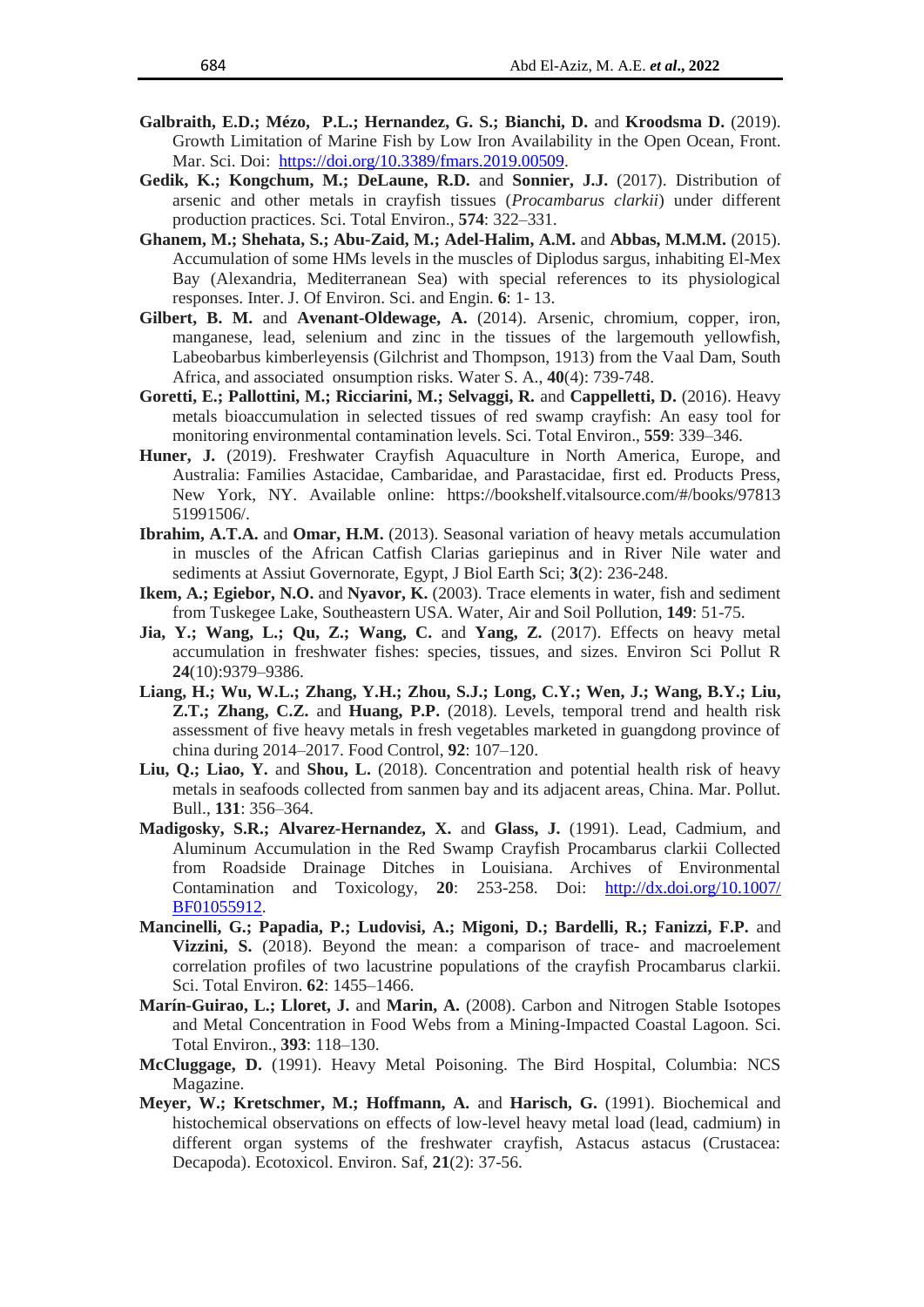**Galbraith, E.D.; Mézo, P.L.; Hernandez, G. S.; Bianchi, D.** and **Kroodsma D.** (2019). Growth Limitation of Marine Fish by Low Iron Availability in the Open Ocean, Front. Mar. Sci. Doi: https://doi.org/10.3389/fmars.2019.00509.

**Gedik, K.; Kongchum, M.; DeLaune, R.D.** and **Sonnier, J.J.** (2017). Distribution of arsenic and other metals in crayfish tissues (*Procambarus clarkii*) under different production practices. Sci. Total Environ., **574**: 322–331.

**Ghanem, M.; Shehata, S.; Abu-Zaid, M.; Adel-Halim, A.M.** and **Abbas, M.M.M.** (2015). Accumulation of some HMs levels in the muscles of Diplodus sargus, inhabiting El-Mex Bay (Alexandria, Mediterranean Sea) with special references to its physiological responses. Inter. J. Of Environ. Sci. and Engin. **6**: 1- 13.

**Gilbert, B. M.** and **Avenant-Oldewage, A.** (2014). Arsenic, chromium, copper, iron, manganese, lead, selenium and zinc in the tissues of the largemouth yellowfish, Labeobarbus kimberleyensis (Gilchrist and Thompson, 1913) from the Vaal Dam, South Africa, and associated onsumption risks. Water S. A., **40**(4): 739-748.

**Goretti, E.; Pallottini, M.; Ricciarini, M.; Selvaggi, R.** and **Cappelletti, D.** (2016). Heavy metals bioaccumulation in selected tissues of red swamp crayfish: An easy tool for monitoring environmental contamination levels. Sci. Total Environ., **559**: 339–346.

**Huner, J.** (2019). Freshwater Crayfish Aquaculture in North America, Europe, and Australia: Families Astacidae, Cambaridae, and Parastacidae, first ed. Products Press, New York, NY. Available online: https://bookshelf.vitalsource.com/#/books/9781351991506/.

**Ibrahim, A.T.A.** and **Omar, H.M.** (2013). Seasonal variation of heavy metals accumulation in muscles of the African Catfish Clarias gariepinus and in River Nile water and sediments at Assiut Governorate, Egypt, J Biol Earth Sci; **3**(2): 236-248.

**Ikem, A.; Egiebor, N.O.** and **Nyavor, K.** (2003). Trace elements in water, fish and sediment from Tuskegee Lake, Southeastern USA. Water, Air and Soil Pollution, **149**: 51-75.

**Jia, Y.; Wang, L.; Qu, Z.; Wang, C.** and **Yang, Z.** (2017). Effects on heavy metal accumulation in freshwater fishes: species, tissues, and sizes. Environ Sci Pollut R **24**(10):9379–9386.

**Liang, H.; Wu, W.L.; Zhang, Y.H.; Zhou, S.J.; Long, C.Y.; Wen, J.; Wang, B.Y.; Liu, Z.T.; Zhang, C.Z.** and **Huang, P.P.** (2018). Levels, temporal trend and health risk assessment of five heavy metals in fresh vegetables marketed in guangdong province of china during 2014–2017. Food Control, **92**: 107–120.

**Liu, Q.; Liao, Y.** and **Shou, L.** (2018). Concentration and potential health risk of heavy metals in seafoods collected from sanmen bay and its adjacent areas, China. Mar. Pollut. Bull., **131**: 356–364.

**Madigosky, S.R.; Alvarez-Hernandez, X.** and **Glass, J.** (1991). Lead, Cadmium, and Aluminum Accumulation in the Red Swamp Crayfish Procambarus clarkii Collected from Roadside Drainage Ditches in Louisiana. Archives of Environmental Contamination and Toxicology, **20**: 253-258. Doi: http://dx.doi.org/10.1007/BF01055912.

**Mancinelli, G.; Papadia, P.; Ludovisi, A.; Migoni, D.; Bardelli, R.; Fanizzi, F.P.** and **Vizzini, S.** (2018). Beyond the mean: a comparison of trace- and macroelement correlation profiles of two lacustrine populations of the crayfish Procambarus clarkii. Sci. Total Environ. **62**: 1455–1466.

**Marín-Guirao, L.; Lloret, J.** and **Marin, A.** (2008). Carbon and Nitrogen Stable Isotopes and Metal Concentration in Food Webs from a Mining-Impacted Coastal Lagoon. Sci. Total Environ., **393**: 118–130.

**McCluggage, D.** (1991). Heavy Metal Poisoning. The Bird Hospital, Columbia: NCS Magazine.

**Meyer, W.; Kretschmer, M.; Hoffmann, A.** and **Harisch, G.** (1991). Biochemical and histochemical observations on effects of low-level heavy metal load (lead, cadmium) in different organ systems of the freshwater crayfish, Astacus astacus (Crustacea: Decapoda). Ecotoxicol. Environ. Saf, **21**(2): 37-56.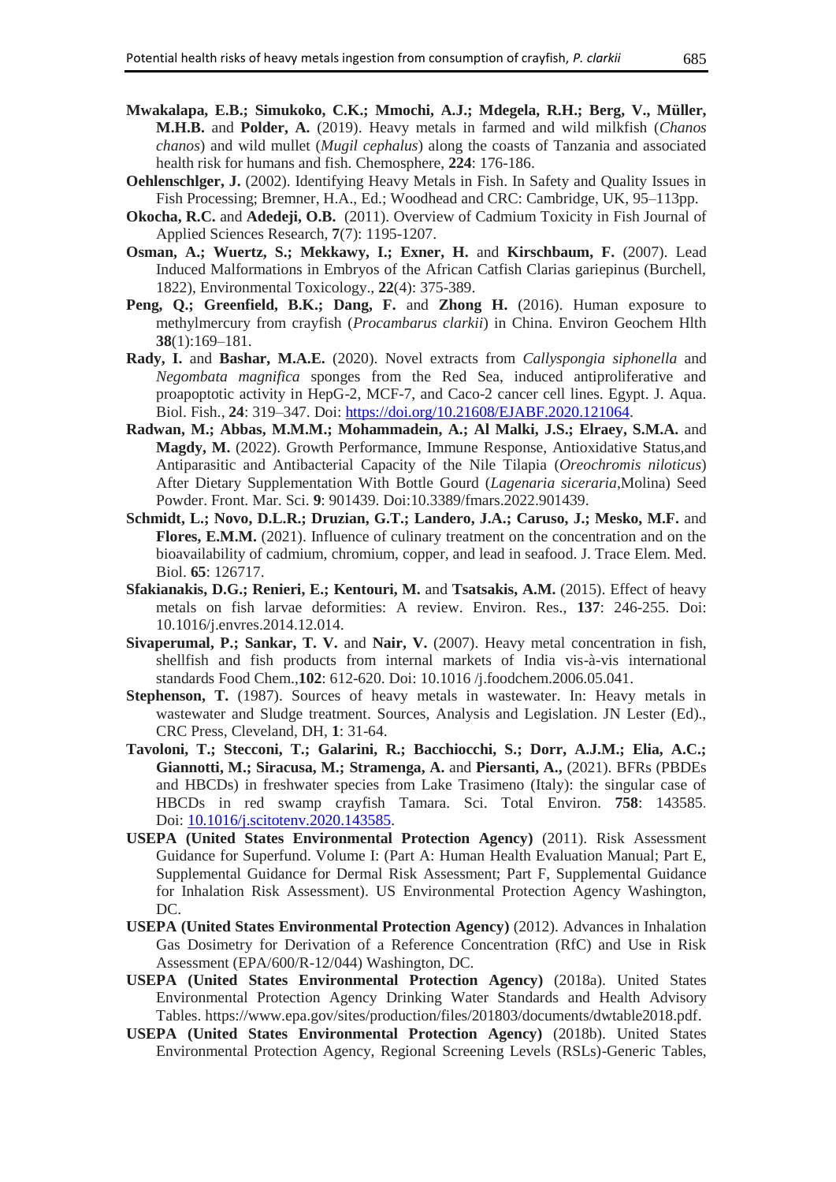**Mwakalapa, E.B.; Simukoko, C.K.; Mmochi, A.J.; Mdegela, R.H.; Berg, V., Müller, M.H.B.** and **Polder, A.** (2019). Heavy metals in farmed and wild milkfish (*Chanos chanos*) and wild mullet (*Mugil cephalus*) along the coasts of Tanzania and associated health risk for humans and fish. Chemosphere, **224**: 176-186.

**Oehlenschlger, J.** (2002). Identifying Heavy Metals in Fish. In Safety and Quality Issues in Fish Processing; Bremner, H.A., Ed.; Woodhead and CRC: Cambridge, UK, 95–113pp.

**Okocha, R.C.** and **Adedeji, O.B.** (2011). Overview of Cadmium Toxicity in Fish Journal of Applied Sciences Research, **7**(7): 1195-1207.

**Osman, A.; Wuertz, S.; Mekkawy, I.; Exner, H.** and **Kirschbaum, F.** (2007). Lead Induced Malformations in Embryos of the African Catfish Clarias gariepinus (Burchell, 1822), Environmental Toxicology., **22**(4): 375-389.

**Peng, Q.; Greenfield, B.K.; Dang, F.** and **Zhong H.** (2016). Human exposure to methylmercury from crayfish (*Procambarus clarkii*) in China. Environ Geochem Hlth **38**(1):169–181.

**Rady, I.** and **Bashar, M.A.E.** (2020). Novel extracts from *Callyspongia siphonella* and *Negombata magnifica* sponges from the Red Sea, induced antiproliferative and proapoptotic activity in HepG-2, MCF-7, and Caco-2 cancer cell lines. Egypt. J. Aqua. Biol. Fish., **24**: 319–347. Doi: https://doi.org/10.21608/EJABF.2020.121064.

**Radwan, M.; Abbas, M.M.M.; Mohammadein, A.; Al Malki, J.S.; Elraey, S.M.A.** and **Magdy, M.** (2022). Growth Performance, Immune Response, Antioxidative Status,and Antiparasitic and Antibacterial Capacity of the Nile Tilapia (*Oreochromis niloticus*) After Dietary Supplementation With Bottle Gourd (*Lagenaria siceraria*,Molina) Seed Powder. Front. Mar. Sci. **9**: 901439. Doi:10.3389/fmars.2022.901439.

**Schmidt, L.; Novo, D.L.R.; Druzian, G.T.; Landero, J.A.; Caruso, J.; Mesko, M.F.** and **Flores, E.M.M.** (2021). Influence of culinary treatment on the concentration and on the bioavailability of cadmium, chromium, copper, and lead in seafood. J. Trace Elem. Med. Biol. **65**: 126717.

**Sfakianakis, D.G.; Renieri, E.; Kentouri, M.** and **Tsatsakis, A.M.** (2015). Effect of heavy metals on fish larvae deformities: A review. Environ. Res., **137**: 246-255. Doi: 10.1016/j.envres.2014.12.014.

**Sivaperumal, P.; Sankar, T. V.** and **Nair, V.** (2007). Heavy metal concentration in fish, shellfish and fish products from internal markets of India vis-à-vis international standards Food Chem.,**102**: 612-620. Doi: 10.1016 /j.foodchem.2006.05.041.

**Stephenson, T.** (1987). Sources of heavy metals in wastewater. In: Heavy metals in wastewater and Sludge treatment. Sources, Analysis and Legislation. JN Lester (Ed)., CRC Press, Cleveland, DH, **1**: 31-64.

**Tavoloni, T.; Stecconi, T.; Galarini, R.; Bacchiocchi, S.; Dorr, A.J.M.; Elia, A.C.; Giannotti, M.; Siracusa, M.; Stramenga, A.** and **Piersanti, A.**, (2021). BFRs (PBDEs and HBCDs) in freshwater species from Lake Trasimeno (Italy): the singular case of HBCDs in red swamp crayfish Tamara. Sci. Total Environ. **758**: 143585. Doi: 10.1016/j.scitotenv.2020.143585.

**USEPA (United States Environmental Protection Agency)** (2011). Risk Assessment Guidance for Superfund. Volume I: (Part A: Human Health Evaluation Manual; Part E, Supplemental Guidance for Dermal Risk Assessment; Part F, Supplemental Guidance for Inhalation Risk Assessment). US Environmental Protection Agency Washington, DC.

**USEPA (United States Environmental Protection Agency)** (2012). Advances in Inhalation Gas Dosimetry for Derivation of a Reference Concentration (RfC) and Use in Risk Assessment (EPA/600/R-12/044) Washington, DC.

**USEPA (United States Environmental Protection Agency)** (2018a). United States Environmental Protection Agency Drinking Water Standards and Health Advisory Tables. https://www.epa.gov/sites/production/files/201803/documents/dwtable2018.pdf.

**USEPA (United States Environmental Protection Agency)** (2018b). United States Environmental Protection Agency, Regional Screening Levels (RSLs)-Generic Tables,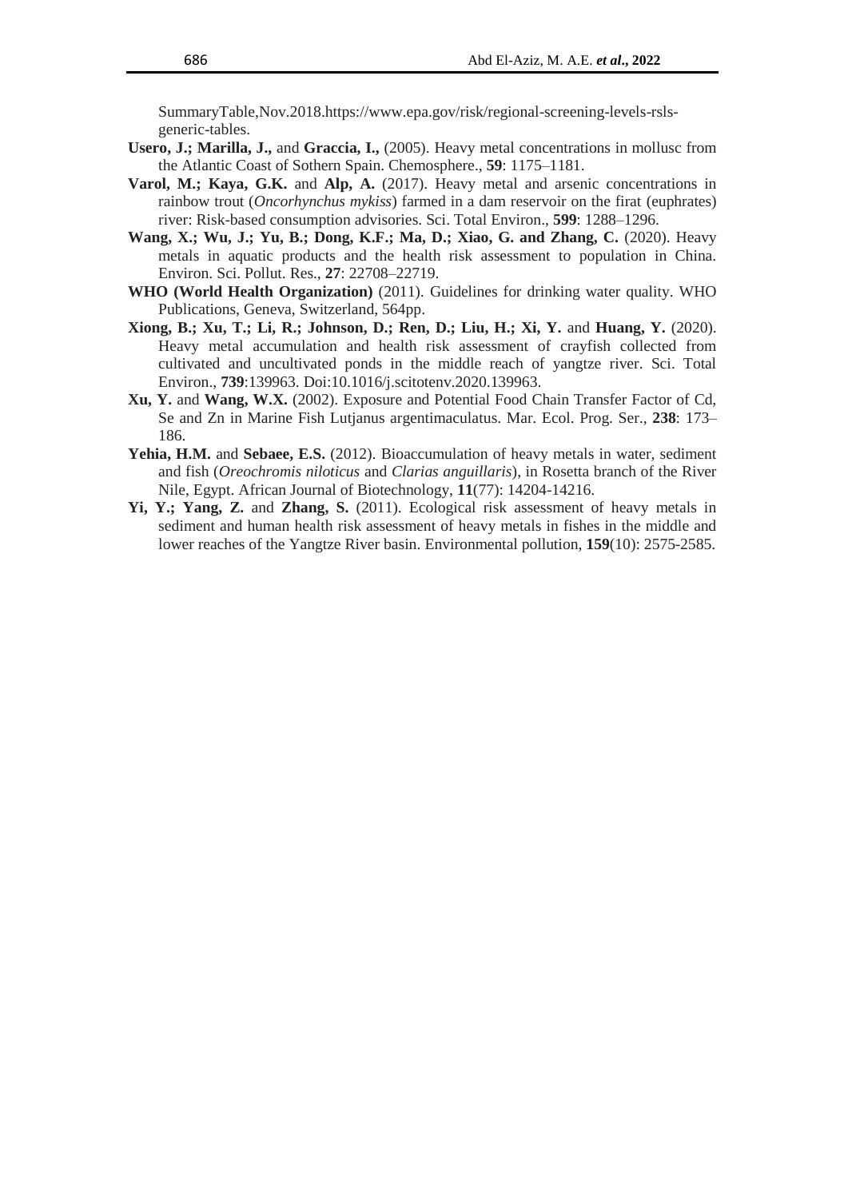SummaryTable,Nov.2018.https://www.epa.gov/risk/regional-screening-levels-rsls-generic-tables.

**Usero, J.; Marilla, J.,** and **Graccia, I.,** (2005). Heavy metal concentrations in mollusc from the Atlantic Coast of Sothern Spain. Chemosphere., **59**: 1175–1181.

**Varol, M.; Kaya, G.K.** and **Alp, A.** (2017). Heavy metal and arsenic concentrations in rainbow trout (*Oncorhynchus mykiss*) farmed in a dam reservoir on the firat (euphrates) river: Risk-based consumption advisories. Sci. Total Environ., **599**: 1288–1296.

**Wang, X.; Wu, J.; Yu, B.; Dong, K.F.; Ma, D.; Xiao, G. and Zhang, C.** (2020). Heavy metals in aquatic products and the health risk assessment to population in China. Environ. Sci. Pollut. Res., **27**: 22708–22719.

**WHO (World Health Organization)** (2011). Guidelines for drinking water quality. WHO Publications, Geneva, Switzerland, 564pp.

**Xiong, B.; Xu, T.; Li, R.; Johnson, D.; Ren, D.; Liu, H.; Xi, Y.** and **Huang, Y.** (2020). Heavy metal accumulation and health risk assessment of crayfish collected from cultivated and uncultivated ponds in the middle reach of yangtze river. Sci. Total Environ., **739**:139963. Doi:10.1016/j.scitotenv.2020.139963.

**Xu, Y.** and **Wang, W.X.** (2002). Exposure and Potential Food Chain Transfer Factor of Cd, Se and Zn in Marine Fish Lutjanus argentimaculatus. Mar. Ecol. Prog. Ser., **238**: 173–186.

**Yehia, H.M.** and **Sebaee, E.S.** (2012). Bioaccumulation of heavy metals in water, sediment and fish (*Oreochromis niloticus* and *Clarias anguillaris*), in Rosetta branch of the River Nile, Egypt. African Journal of Biotechnology, **11**(77): 14204-14216.

**Yi, Y.; Yang, Z.** and **Zhang, S.** (2011). Ecological risk assessment of heavy metals in sediment and human health risk assessment of heavy metals in fishes in the middle and lower reaches of the Yangtze River basin. Environmental pollution, **159**(10): 2575-2585.